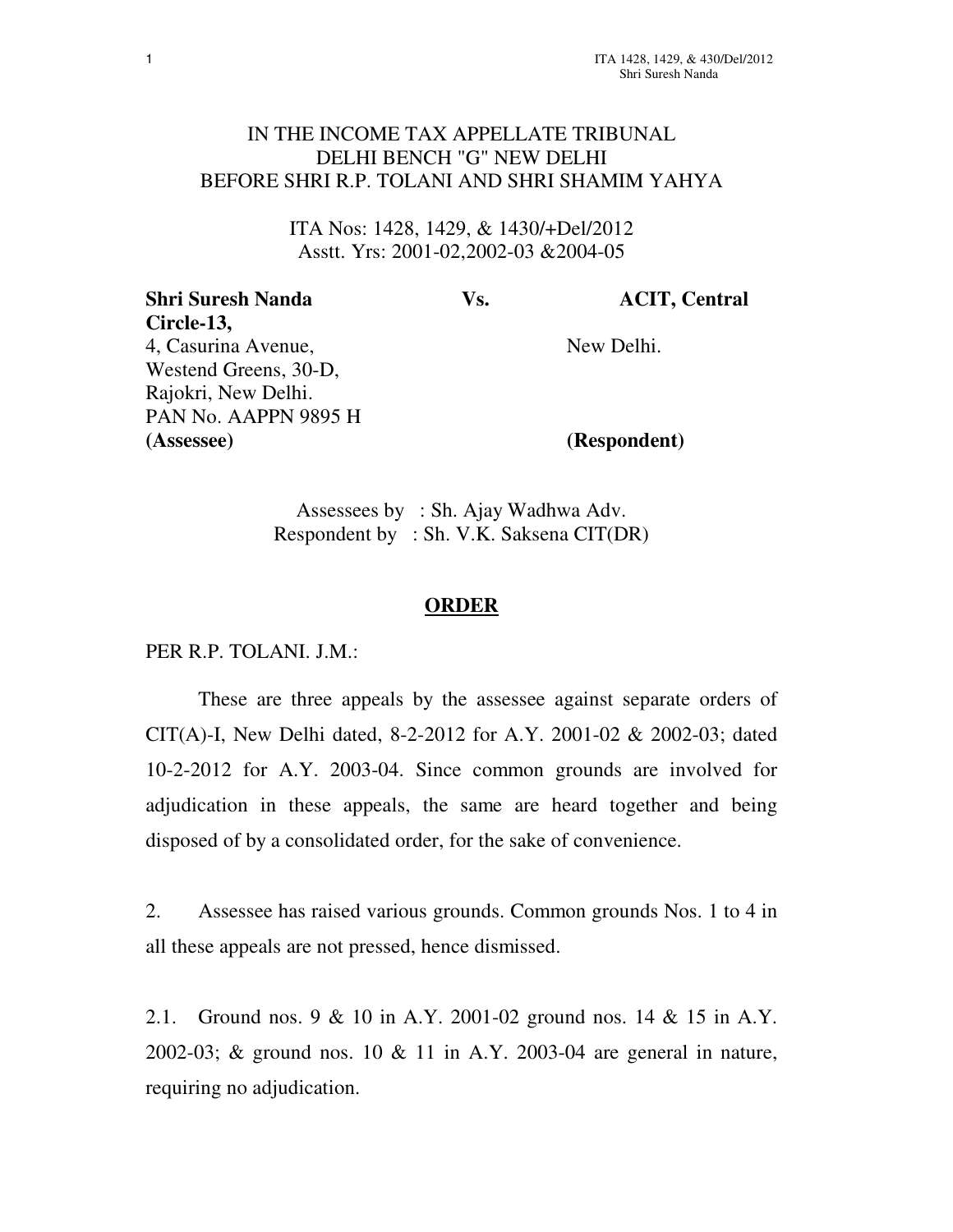IN THE INCOME TAX APPELLATE TRIBUNAL
DELHI BENCH "G" NEW DELHI
BEFORE SHRI R.P. TOLANI AND SHRI SHAMIM YAHYA

ITA Nos: 1428, 1429, & 1430/+Del/2012
Asstt. Yrs: 2001-02,2002-03 &2004-05

| | | |
|---|---|---|
| **Shri Suresh Nanda** | **Vs.** | **ACIT, Central Circle-13,** |
| 4, Casurina Avenue, | | New Delhi. |
| Westend Greens, 30-D, | | |
| Rajokri, New Delhi. | | |
| PAN No. AAPPN 9895 H | | |
| **(Assessee)** | | **(Respondent)** |

Assessees by : Sh. Ajay Wadhwa Adv.
Respondent by : Sh. V.K. Saksena CIT(DR)

**ORDER**

PER R.P. TOLANI. J.M.:

These are three appeals by the assessee against separate orders of CIT(A)-I, New Delhi dated, 8-2-2012 for A.Y. 2001-02 & 2002-03; dated 10-2-2012 for A.Y. 2003-04. Since common grounds are involved for adjudication in these appeals, the same are heard together and being disposed of by a consolidated order, for the sake of convenience.

2. Assessee has raised various grounds. Common grounds Nos. 1 to 4 in all these appeals are not pressed, hence dismissed.

2.1. Ground nos. 9 & 10 in A.Y. 2001-02 ground nos. 14 & 15 in A.Y. 2002-03; & ground nos. 10 & 11 in A.Y. 2003-04 are general in nature, requiring no adjudication.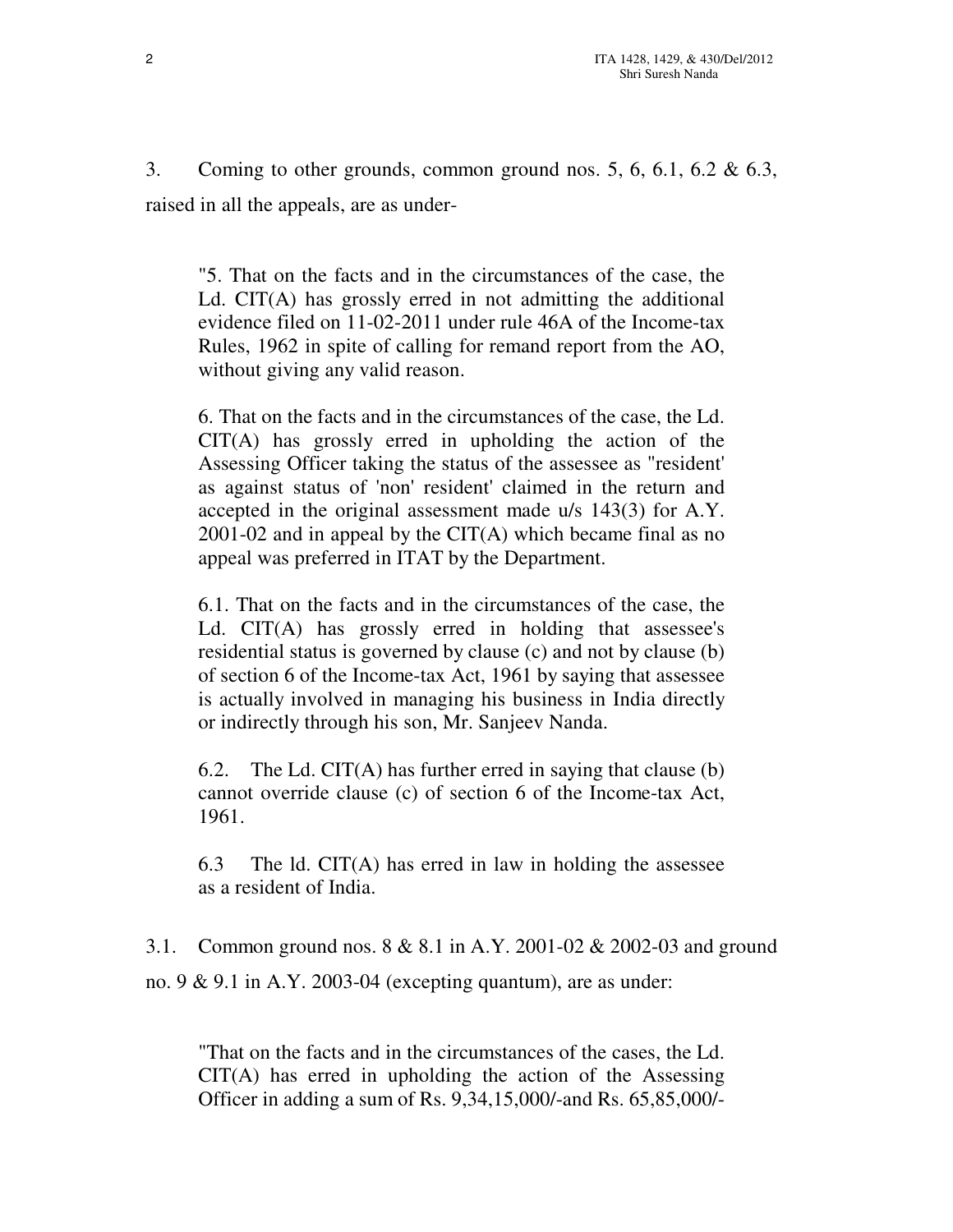3. Coming to other grounds, common ground nos. 5, 6, 6.1, 6.2 & 6.3, raised in all the appeals, are as under-

> "5. That on the facts and in the circumstances of the case, the Ld. CIT(A) has grossly erred in not admitting the additional evidence filed on 11-02-2011 under rule 46A of the Income-tax Rules, 1962 in spite of calling for remand report from the AO, without giving any valid reason.
>
> 6. That on the facts and in the circumstances of the case, the Ld. CIT(A) has grossly erred in upholding the action of the Assessing Officer taking the status of the assessee as "resident' as against status of 'non' resident' claimed in the return and accepted in the original assessment made u/s 143(3) for A.Y. 2001-02 and in appeal by the CIT(A) which became final as no appeal was preferred in ITAT by the Department.
>
> 6.1. That on the facts and in the circumstances of the case, the Ld. CIT(A) has grossly erred in holding that assessee's residential status is governed by clause (c) and not by clause (b) of section 6 of the Income-tax Act, 1961 by saying that assessee is actually involved in managing his business in India directly or indirectly through his son, Mr. Sanjeev Nanda.
>
> 6.2. The Ld. CIT(A) has further erred in saying that clause (b) cannot override clause (c) of section 6 of the Income-tax Act, 1961.
>
> 6.3 The ld. CIT(A) has erred in law in holding the assessee as a resident of India.

3.1. Common ground nos. 8 & 8.1 in A.Y. 2001-02 & 2002-03 and ground no. 9 & 9.1 in A.Y. 2003-04 (excepting quantum), are as under:

> "That on the facts and in the circumstances of the cases, the Ld. CIT(A) has erred in upholding the action of the Assessing Officer in adding a sum of Rs. 9,34,15,000/-and Rs. 65,85,000/-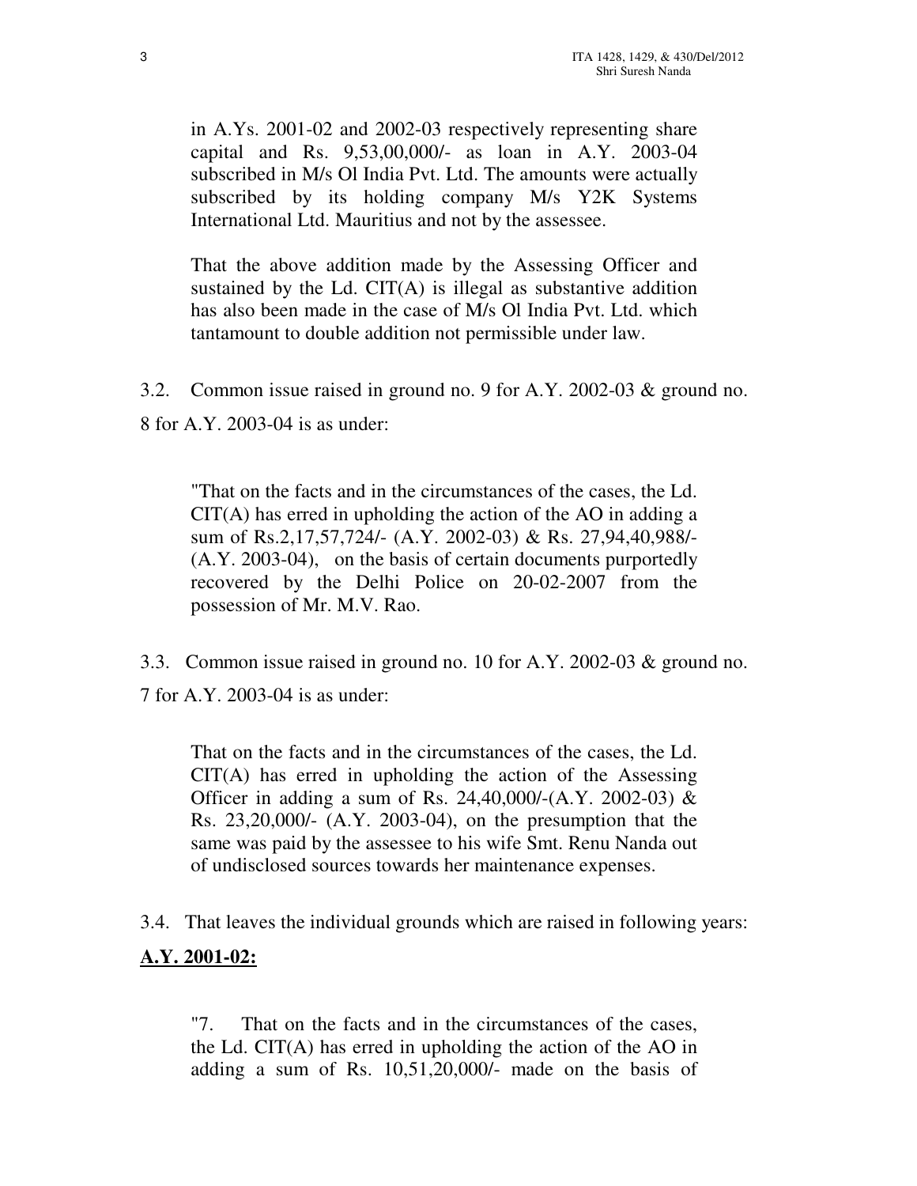> in A.Ys. 2001-02 and 2002-03 respectively representing share capital and Rs. 9,53,00,000/- as loan in A.Y. 2003-04 subscribed in M/s Ol India Pvt. Ltd. The amounts were actually subscribed by its holding company M/s Y2K Systems International Ltd. Mauritius and not by the assessee.
>
> That the above addition made by the Assessing Officer and sustained by the Ld. CIT(A) is illegal as substantive addition has also been made in the case of M/s Ol India Pvt. Ltd. which tantamount to double addition not permissible under law.

3.2. Common issue raised in ground no. 9 for A.Y. 2002-03 & ground no. 8 for A.Y. 2003-04 is as under:

> "That on the facts and in the circumstances of the cases, the Ld. CIT(A) has erred in upholding the action of the AO in adding a sum of Rs.2,17,57,724/- (A.Y. 2002-03) & Rs. 27,94,40,988/- (A.Y. 2003-04), on the basis of certain documents purportedly recovered by the Delhi Police on 20-02-2007 from the possession of Mr. M.V. Rao.

3.3. Common issue raised in ground no. 10 for A.Y. 2002-03 & ground no. 7 for A.Y. 2003-04 is as under:

> That on the facts and in the circumstances of the cases, the Ld. CIT(A) has erred in upholding the action of the Assessing Officer in adding a sum of Rs. 24,40,000/-(A.Y. 2002-03) & Rs. 23,20,000/- (A.Y. 2003-04), on the presumption that the same was paid by the assessee to his wife Smt. Renu Nanda out of undisclosed sources towards her maintenance expenses.

3.4. That leaves the individual grounds which are raised in following years:

**A.Y. 2001-02:**

> "7. That on the facts and in the circumstances of the cases, the Ld. CIT(A) has erred in upholding the action of the AO in adding a sum of Rs. 10,51,20,000/- made on the basis of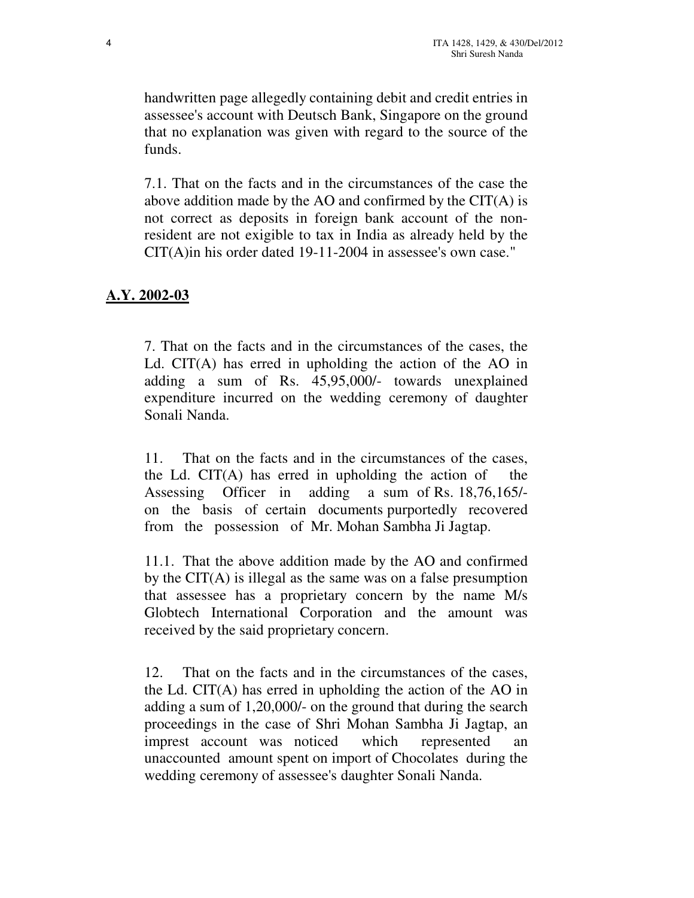handwritten page allegedly containing debit and credit entries in assessee's account with Deutsch Bank, Singapore on the ground that no explanation was given with regard to the source of the funds.

7.1. That on the facts and in the circumstances of the case the above addition made by the AO and confirmed by the CIT(A) is not correct as deposits in foreign bank account of the non-resident are not exigible to tax in India as already held by the CIT(A)in his order dated 19-11-2004 in assessee's own case."

## A.Y. 2002-03

7. That on the facts and in the circumstances of the cases, the Ld. CIT(A) has erred in upholding the action of the AO in adding a sum of Rs. 45,95,000/- towards unexplained expenditure incurred on the wedding ceremony of daughter Sonali Nanda.

11. That on the facts and in the circumstances of the cases, the Ld. CIT(A) has erred in upholding the action of the Assessing Officer in adding a sum of Rs. 18,76,165/- on the basis of certain documents purportedly recovered from the possession of Mr. Mohan Sambha Ji Jagtap.

11.1. That the above addition made by the AO and confirmed by the CIT(A) is illegal as the same was on a false presumption that assessee has a proprietary concern by the name M/s Globtech International Corporation and the amount was received by the said proprietary concern.

12. That on the facts and in the circumstances of the cases, the Ld. CIT(A) has erred in upholding the action of the AO in adding a sum of 1,20,000/- on the ground that during the search proceedings in the case of Shri Mohan Sambha Ji Jagtap, an imprest account was noticed which represented an unaccounted amount spent on import of Chocolates during the wedding ceremony of assessee's daughter Sonali Nanda.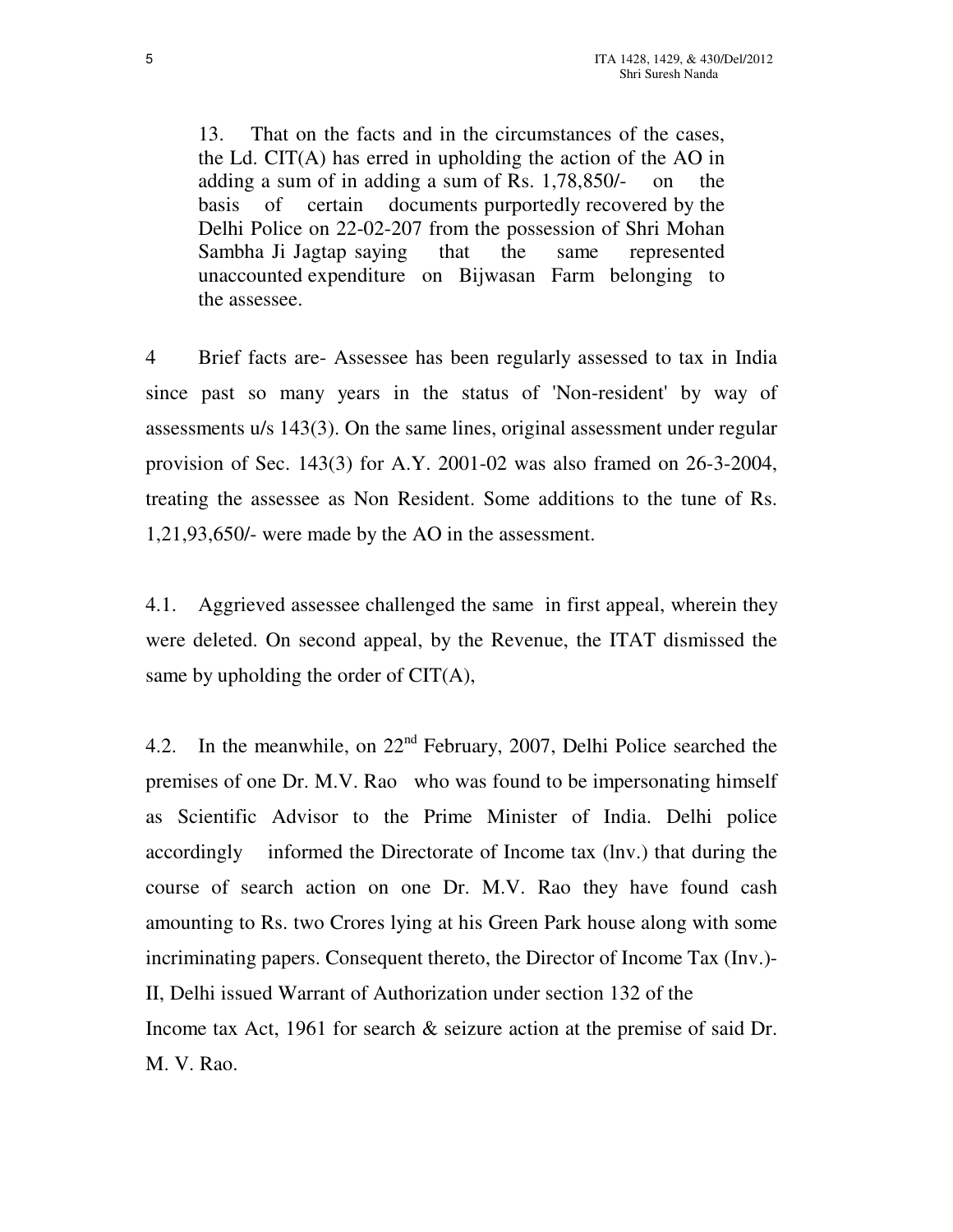13. That on the facts and in the circumstances of the cases, the Ld. CIT(A) has erred in upholding the action of the AO in adding a sum of in adding a sum of Rs. 1,78,850/- on the basis of certain documents purportedly recovered by the Delhi Police on 22-02-207 from the possession of Shri Mohan Sambha Ji Jagtap saying that the same represented unaccounted expenditure on Bijwasan Farm belonging to the assessee.

4 Brief facts are- Assessee has been regularly assessed to tax in India since past so many years in the status of 'Non-resident' by way of assessments u/s 143(3). On the same lines, original assessment under regular provision of Sec. 143(3) for A.Y. 2001-02 was also framed on 26-3-2004, treating the assessee as Non Resident. Some additions to the tune of Rs. 1,21,93,650/- were made by the AO in the assessment.

4.1. Aggrieved assessee challenged the same in first appeal, wherein they were deleted. On second appeal, by the Revenue, the ITAT dismissed the same by upholding the order of CIT(A),

4.2. In the meanwhile, on 22nd February, 2007, Delhi Police searched the premises of one Dr. M.V. Rao who was found to be impersonating himself as Scientific Advisor to the Prime Minister of India. Delhi police accordingly informed the Directorate of Income tax (lnv.) that during the course of search action on one Dr. M.V. Rao they have found cash amounting to Rs. two Crores lying at his Green Park house along with some incriminating papers. Consequent thereto, the Director of Income Tax (Inv.)-II, Delhi issued Warrant of Authorization under section 132 of the Income tax Act, 1961 for search & seizure action at the premise of said Dr. M. V. Rao.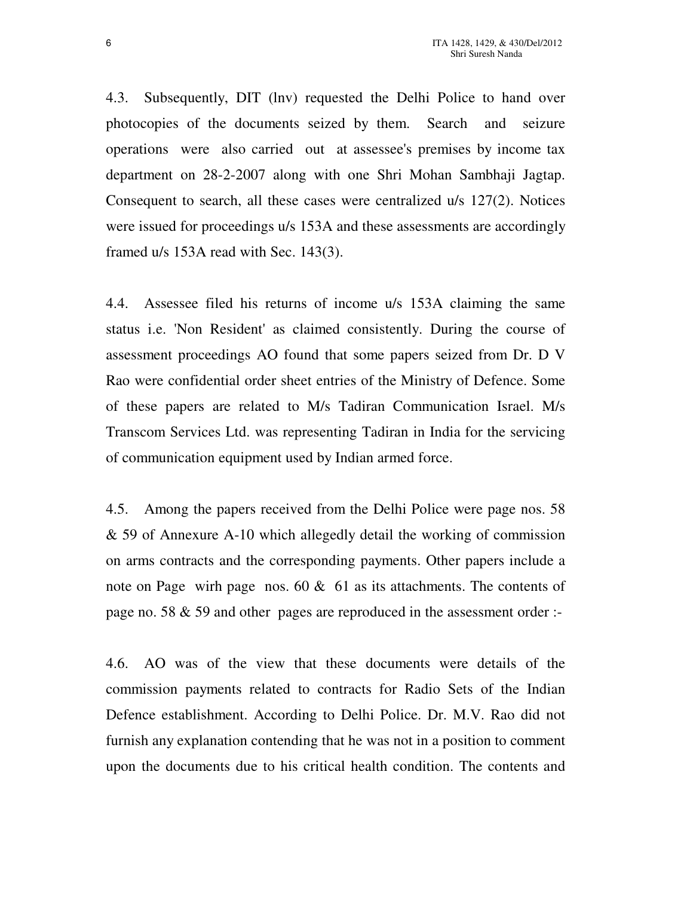4.3. Subsequently, DIT (lnv) requested the Delhi Police to hand over photocopies of the documents seized by them. Search and seizure operations were also carried out at assessee's premises by income tax department on 28-2-2007 along with one Shri Mohan Sambhaji Jagtap. Consequent to search, all these cases were centralized u/s 127(2). Notices were issued for proceedings u/s 153A and these assessments are accordingly framed u/s 153A read with Sec. 143(3).

4.4. Assessee filed his returns of income u/s 153A claiming the same status i.e. 'Non Resident' as claimed consistently. During the course of assessment proceedings AO found that some papers seized from Dr. D V Rao were confidential order sheet entries of the Ministry of Defence. Some of these papers are related to M/s Tadiran Communication Israel. M/s Transcom Services Ltd. was representing Tadiran in India for the servicing of communication equipment used by Indian armed force.

4.5. Among the papers received from the Delhi Police were page nos. 58 & 59 of Annexure A-10 which allegedly detail the working of commission on arms contracts and the corresponding payments. Other papers include a note on Page wirh page nos. 60 & 61 as its attachments. The contents of page no. 58 & 59 and other pages are reproduced in the assessment order :-

4.6. AO was of the view that these documents were details of the commission payments related to contracts for Radio Sets of the Indian Defence establishment. According to Delhi Police. Dr. M.V. Rao did not furnish any explanation contending that he was not in a position to comment upon the documents due to his critical health condition. The contents and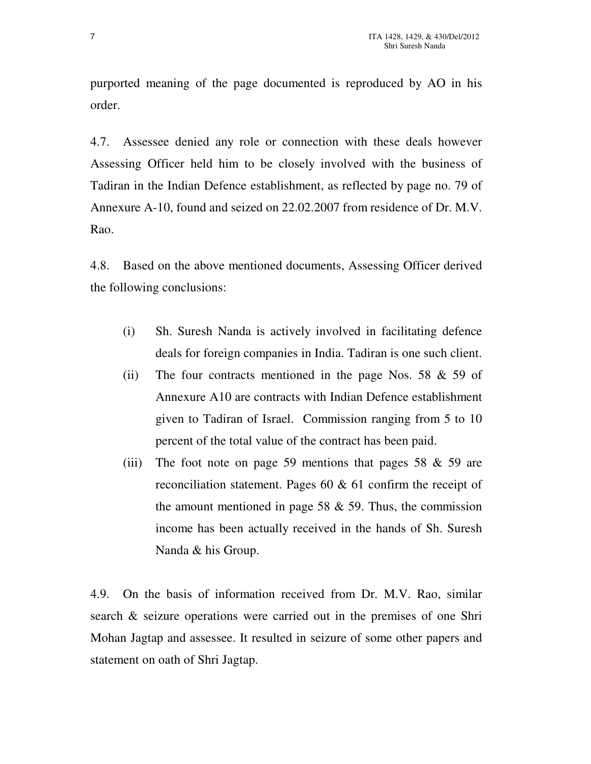purported meaning of the page documented is reproduced by AO in his order.

4.7. Assessee denied any role or connection with these deals however Assessing Officer held him to be closely involved with the business of Tadiran in the Indian Defence establishment, as reflected by page no. 79 of Annexure A-10, found and seized on 22.02.2007 from residence of Dr. M.V. Rao.

4.8. Based on the above mentioned documents, Assessing Officer derived the following conclusions:

(i) Sh. Suresh Nanda is actively involved in facilitating defence deals for foreign companies in India. Tadiran is one such client.

(ii) The four contracts mentioned in the page Nos. 58 & 59 of Annexure A10 are contracts with Indian Defence establishment given to Tadiran of Israel. Commission ranging from 5 to 10 percent of the total value of the contract has been paid.

(iii) The foot note on page 59 mentions that pages 58 & 59 are reconciliation statement. Pages 60 & 61 confirm the receipt of the amount mentioned in page 58 & 59. Thus, the commission income has been actually received in the hands of Sh. Suresh Nanda & his Group.

4.9. On the basis of information received from Dr. M.V. Rao, similar search & seizure operations were carried out in the premises of one Shri Mohan Jagtap and assessee. It resulted in seizure of some other papers and statement on oath of Shri Jagtap.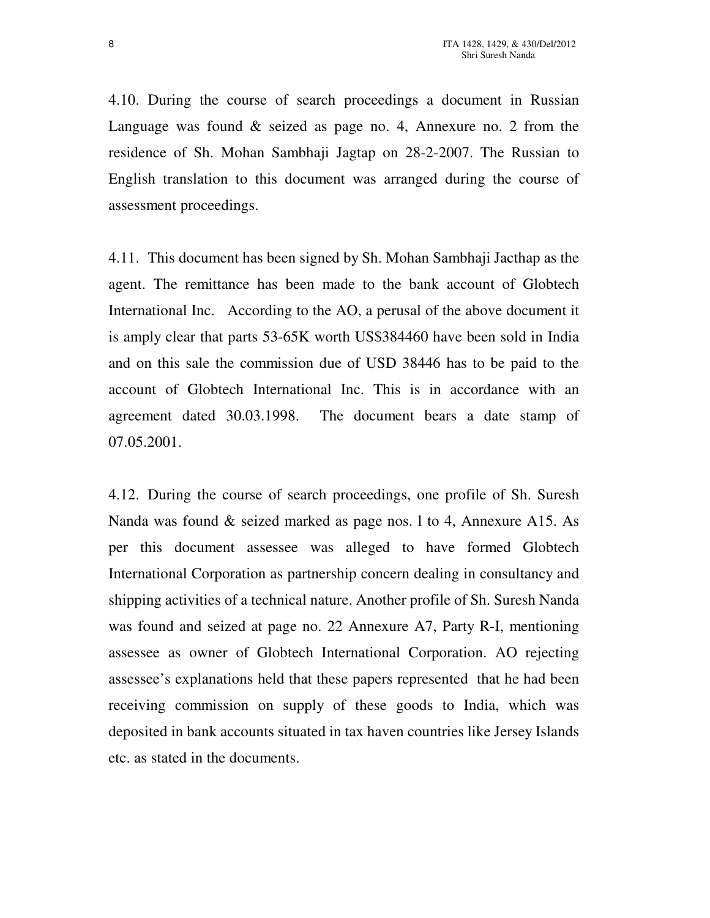4.10. During the course of search proceedings a document in Russian Language was found & seized as page no. 4, Annexure no. 2 from the residence of Sh. Mohan Sambhaji Jagtap on 28-2-2007. The Russian to English translation to this document was arranged during the course of assessment proceedings.

4.11. This document has been signed by Sh. Mohan Sambhaji Jacthap as the agent. The remittance has been made to the bank account of Globtech International Inc. According to the AO, a perusal of the above document it is amply clear that parts 53-65K worth US$384460 have been sold in India and on this sale the commission due of USD 38446 has to be paid to the account of Globtech International Inc. This is in accordance with an agreement dated 30.03.1998. The document bears a date stamp of 07.05.2001.

4.12. During the course of search proceedings, one profile of Sh. Suresh Nanda was found & seized marked as page nos. l to 4, Annexure A15. As per this document assessee was alleged to have formed Globtech International Corporation as partnership concern dealing in consultancy and shipping activities of a technical nature. Another profile of Sh. Suresh Nanda was found and seized at page no. 22 Annexure A7, Party R-I, mentioning assessee as owner of Globtech International Corporation. AO rejecting assessee's explanations held that these papers represented that he had been receiving commission on supply of these goods to India, which was deposited in bank accounts situated in tax haven countries like Jersey Islands etc. as stated in the documents.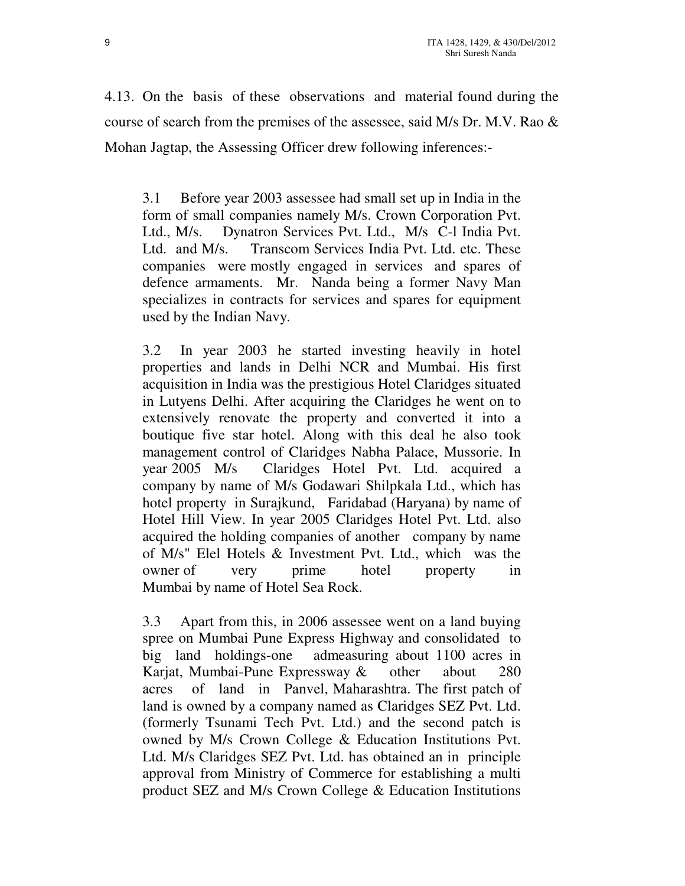4.13. On the basis of these observations and material found during the course of search from the premises of the assessee, said M/s Dr. M.V. Rao & Mohan Jagtap, the Assessing Officer drew following inferences:-

> 3.1 Before year 2003 assessee had small set up in India in the form of small companies namely M/s. Crown Corporation Pvt. Ltd., M/s. Dynatron Services Pvt. Ltd., M/s C-l India Pvt. Ltd. and M/s. Transcom Services India Pvt. Ltd. etc. These companies were mostly engaged in services and spares of defence armaments. Mr. Nanda being a former Navy Man specializes in contracts for services and spares for equipment used by the Indian Navy.
>
> 3.2 In year 2003 he started investing heavily in hotel properties and lands in Delhi NCR and Mumbai. His first acquisition in India was the prestigious Hotel Claridges situated in Lutyens Delhi. After acquiring the Claridges he went on to extensively renovate the property and converted it into a boutique five star hotel. Along with this deal he also took management control of Claridges Nabha Palace, Mussorie. In year 2005 M/s Claridges Hotel Pvt. Ltd. acquired a company by name of M/s Godawari Shilpkala Ltd., which has hotel property in Surajkund, Faridabad (Haryana) by name of Hotel Hill View. In year 2005 Claridges Hotel Pvt. Ltd. also acquired the holding companies of another company by name of M/s" Elel Hotels & Investment Pvt. Ltd., which was the owner of very prime hotel property in Mumbai by name of Hotel Sea Rock.
>
> 3.3 Apart from this, in 2006 assessee went on a land buying spree on Mumbai Pune Express Highway and consolidated to big land holdings-one admeasuring about 1100 acres in Karjat, Mumbai-Pune Expressway & other about 280 acres of land in Panvel, Maharashtra. The first patch of land is owned by a company named as Claridges SEZ Pvt. Ltd. (formerly Tsunami Tech Pvt. Ltd.) and the second patch is owned by M/s Crown College & Education Institutions Pvt. Ltd. M/s Claridges SEZ Pvt. Ltd. has obtained an in principle approval from Ministry of Commerce for establishing a multi product SEZ and M/s Crown College & Education Institutions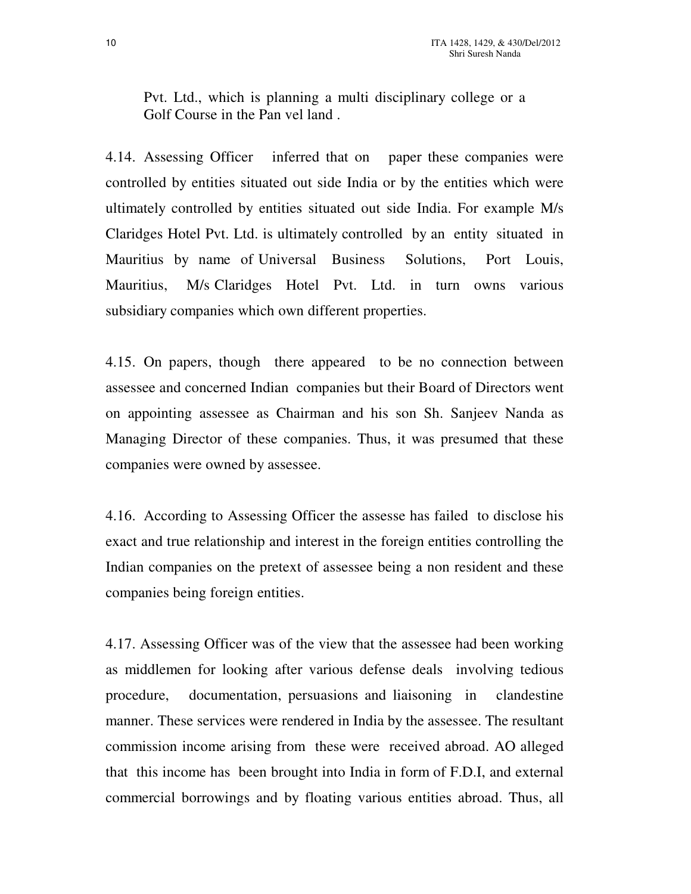Pvt. Ltd., which is planning a multi disciplinary college or a Golf Course in the Pan vel land .

4.14. Assessing Officer inferred that on paper these companies were controlled by entities situated out side India or by the entities which were ultimately controlled by entities situated out side India. For example M/s Claridges Hotel Pvt. Ltd. is ultimately controlled by an entity situated in Mauritius by name of Universal Business Solutions, Port Louis, Mauritius, M/s Claridges Hotel Pvt. Ltd. in turn owns various subsidiary companies which own different properties.

4.15. On papers, though there appeared to be no connection between assessee and concerned Indian companies but their Board of Directors went on appointing assessee as Chairman and his son Sh. Sanjeev Nanda as Managing Director of these companies. Thus, it was presumed that these companies were owned by assessee.

4.16. According to Assessing Officer the assesse has failed to disclose his exact and true relationship and interest in the foreign entities controlling the Indian companies on the pretext of assessee being a non resident and these companies being foreign entities.

4.17. Assessing Officer was of the view that the assessee had been working as middlemen for looking after various defense deals involving tedious procedure, documentation, persuasions and liaisoning in clandestine manner. These services were rendered in India by the assessee. The resultant commission income arising from these were received abroad. AO alleged that this income has been brought into India in form of F.D.I, and external commercial borrowings and by floating various entities abroad. Thus, all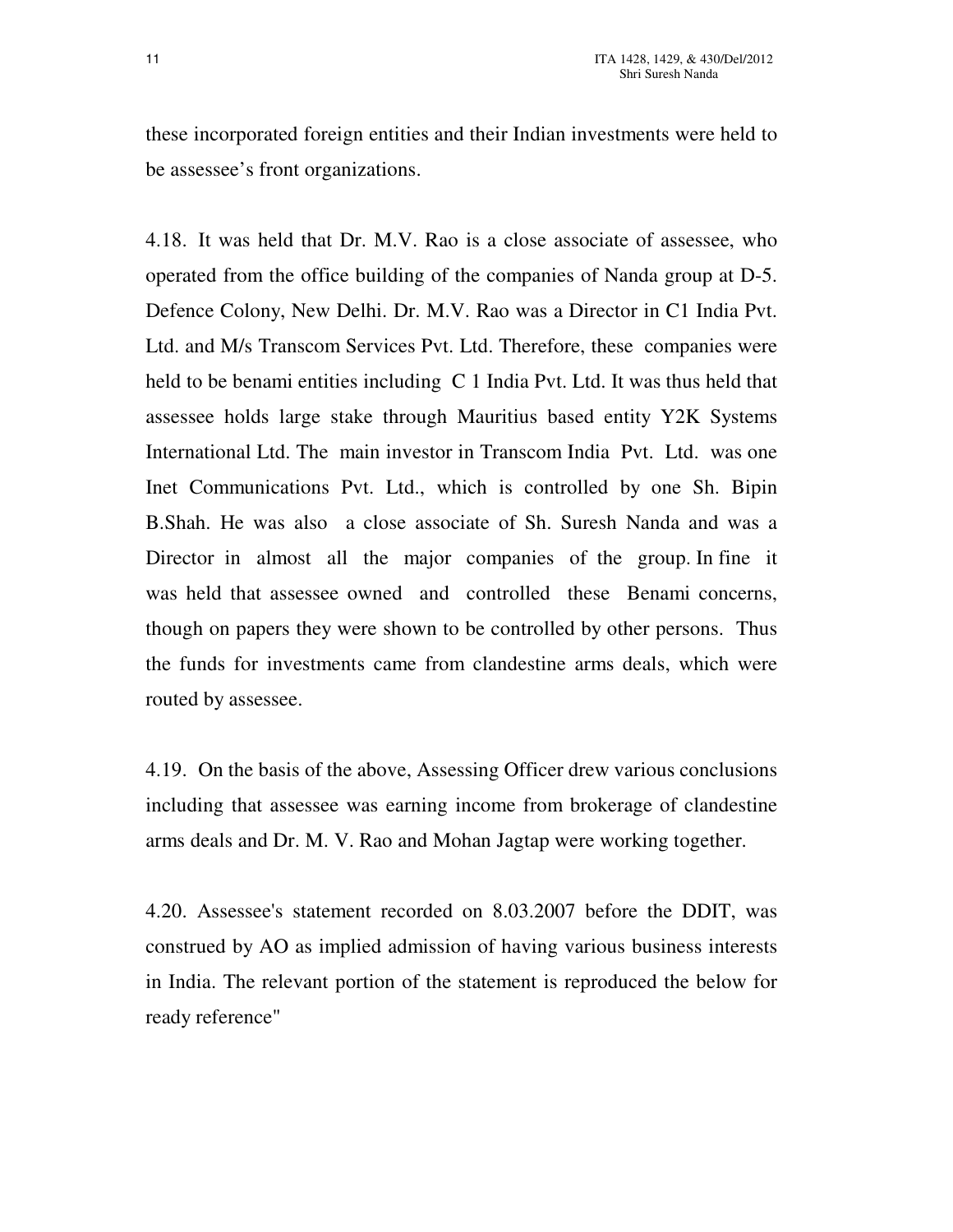these incorporated foreign entities and their Indian investments were held to be assessee's front organizations.

4.18. It was held that Dr. M.V. Rao is a close associate of assessee, who operated from the office building of the companies of Nanda group at D-5. Defence Colony, New Delhi. Dr. M.V. Rao was a Director in C1 India Pvt. Ltd. and M/s Transcom Services Pvt. Ltd. Therefore, these companies were held to be benami entities including C 1 India Pvt. Ltd. It was thus held that assessee holds large stake through Mauritius based entity Y2K Systems International Ltd. The main investor in Transcom India Pvt. Ltd. was one Inet Communications Pvt. Ltd., which is controlled by one Sh. Bipin B.Shah. He was also a close associate of Sh. Suresh Nanda and was a Director in almost all the major companies of the group. In fine it was held that assessee owned and controlled these Benami concerns, though on papers they were shown to be controlled by other persons. Thus the funds for investments came from clandestine arms deals, which were routed by assessee.

4.19. On the basis of the above, Assessing Officer drew various conclusions including that assessee was earning income from brokerage of clandestine arms deals and Dr. M. V. Rao and Mohan Jagtap were working together.

4.20. Assessee's statement recorded on 8.03.2007 before the DDIT, was construed by AO as implied admission of having various business interests in India. The relevant portion of the statement is reproduced the below for ready reference"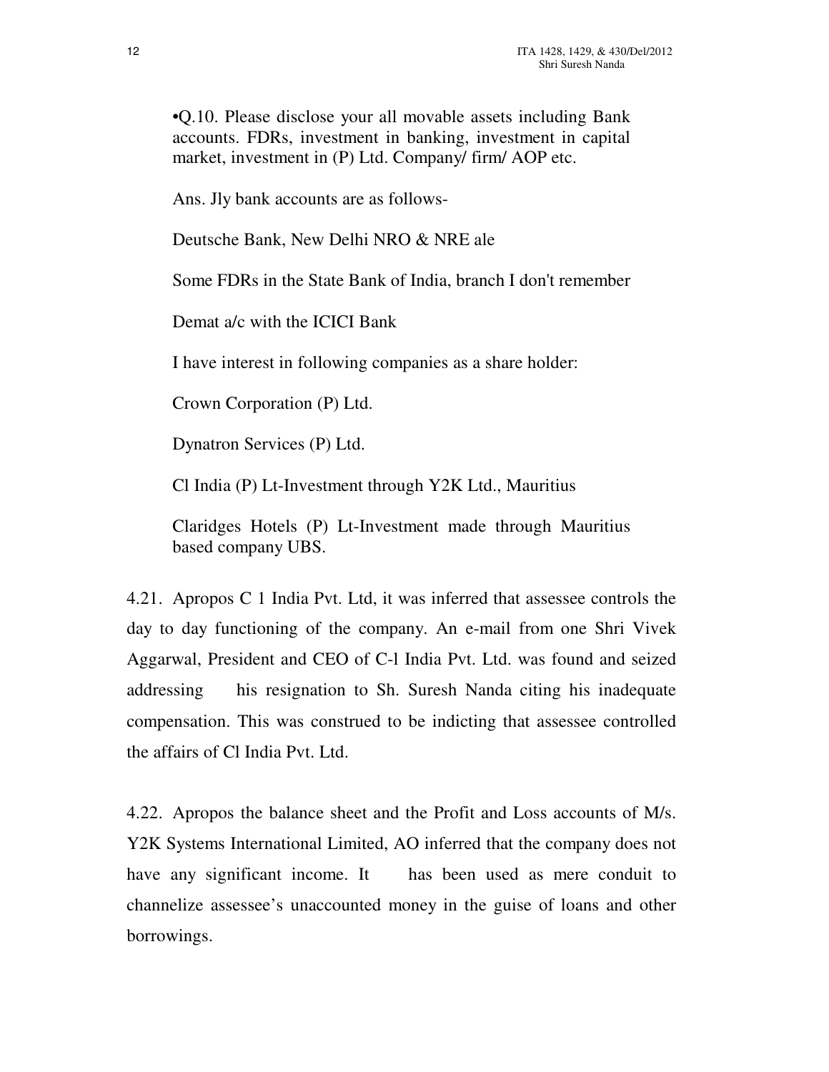•Q.10. Please disclose your all movable assets including Bank accounts. FDRs, investment in banking, investment in capital market, investment in (P) Ltd. Company/ firm/ AOP etc.

Ans. Jly bank accounts are as follows-

Deutsche Bank, New Delhi NRO & NRE ale

Some FDRs in the State Bank of India, branch I don't remember

Demat a/c with the ICICI Bank

I have interest in following companies as a share holder:

Crown Corporation (P) Ltd.

Dynatron Services (P) Ltd.

Cl India (P) Lt-Investment through Y2K Ltd., Mauritius

Claridges Hotels (P) Lt-Investment made through Mauritius based company UBS.

4.21. Apropos C 1 India Pvt. Ltd, it was inferred that assessee controls the day to day functioning of the company. An e-mail from one Shri Vivek Aggarwal, President and CEO of C-l India Pvt. Ltd. was found and seized addressing his resignation to Sh. Suresh Nanda citing his inadequate compensation. This was construed to be indicting that assessee controlled the affairs of Cl India Pvt. Ltd.

4.22. Apropos the balance sheet and the Profit and Loss accounts of M/s. Y2K Systems International Limited, AO inferred that the company does not have any significant income. It has been used as mere conduit to channelize assessee's unaccounted money in the guise of loans and other borrowings.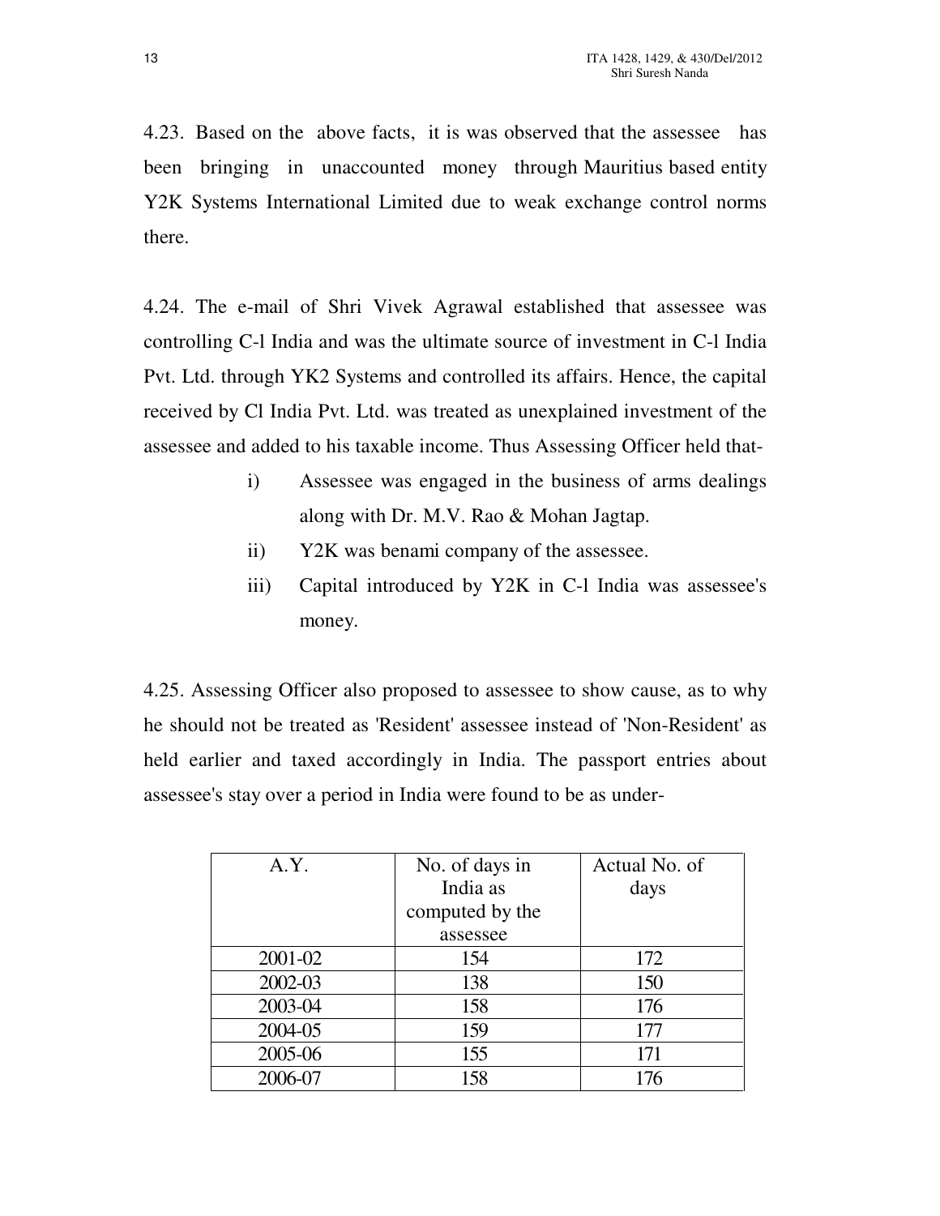4.23. Based on the above facts, it is was observed that the assessee has been bringing in unaccounted money through Mauritius based entity Y2K Systems International Limited due to weak exchange control norms there.

4.24. The e-mail of Shri Vivek Agrawal established that assessee was controlling C-l India and was the ultimate source of investment in C-l India Pvt. Ltd. through YK2 Systems and controlled its affairs. Hence, the capital received by Cl India Pvt. Ltd. was treated as unexplained investment of the assessee and added to his taxable income. Thus Assessing Officer held that-

i) Assessee was engaged in the business of arms dealings along with Dr. M.V. Rao & Mohan Jagtap.

ii) Y2K was benami company of the assessee.

iii) Capital introduced by Y2K in C-l India was assessee's money.

4.25. Assessing Officer also proposed to assessee to show cause, as to why he should not be treated as 'Resident' assessee instead of 'Non-Resident' as held earlier and taxed accordingly in India. The passport entries about assessee's stay over a period in India were found to be as under-

| A.Y. | No. of days in India as computed by the assessee | Actual No. of days |
|---|---|---|
| 2001-02 | 154 | 172 |
| 2002-03 | 138 | 150 |
| 2003-04 | 158 | 176 |
| 2004-05 | 159 | 177 |
| 2005-06 | 155 | 171 |
| 2006-07 | 158 | 176 |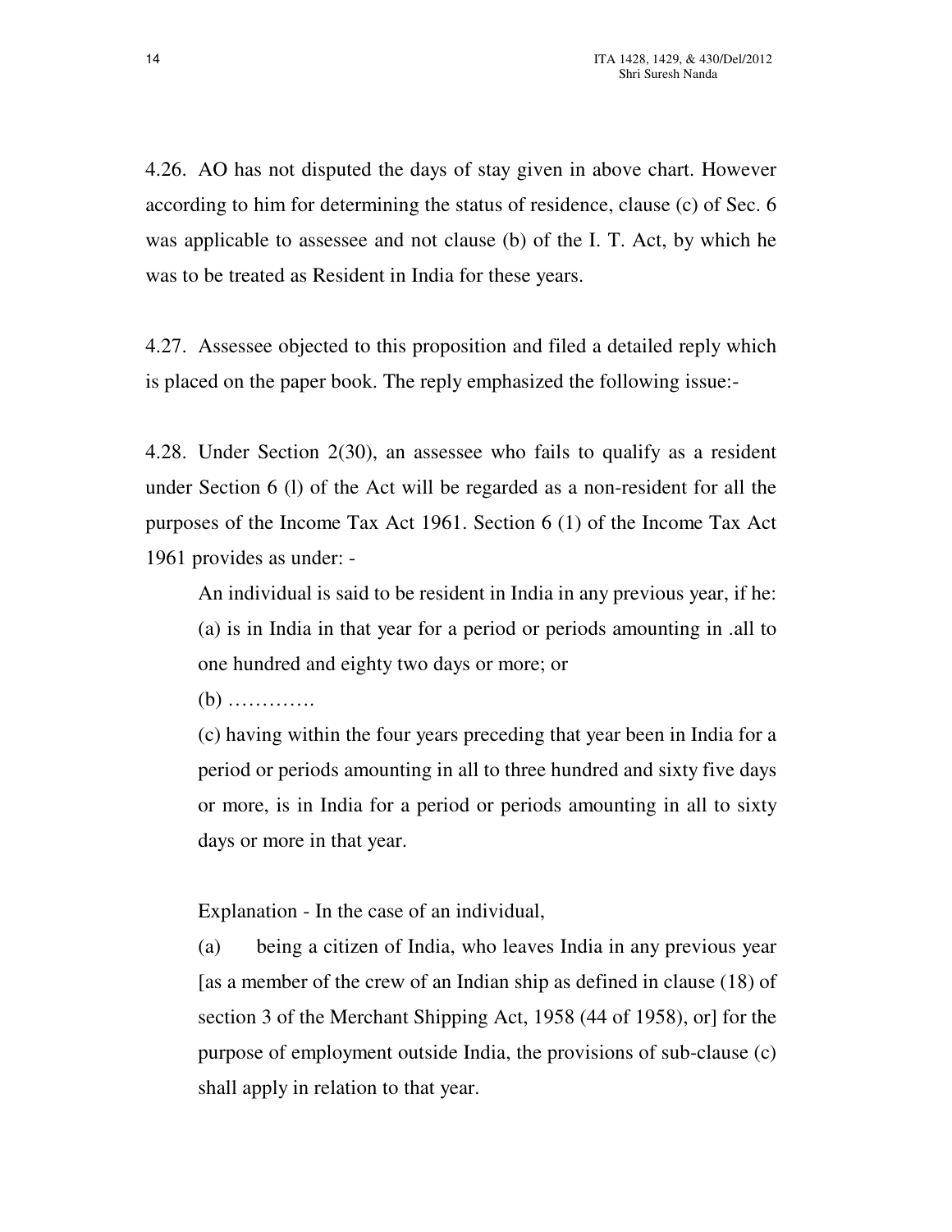4.26. AO has not disputed the days of stay given in above chart. However according to him for determining the status of residence, clause (c) of Sec. 6 was applicable to assessee and not clause (b) of the I. T. Act, by which he was to be treated as Resident in India for these years.

4.27. Assessee objected to this proposition and filed a detailed reply which is placed on the paper book. The reply emphasized the following issue:-

4.28. Under Section 2(30), an assessee who fails to qualify as a resident under Section 6 (l) of the Act will be regarded as a non-resident for all the purposes of the Income Tax Act 1961. Section 6 (1) of the Income Tax Act 1961 provides as under: -

> An individual is said to be resident in India in any previous year, if he:
>
> (a) is in India in that year for a period or periods amounting in .all to one hundred and eighty two days or more; or
>
> (b) ………….
>
> (c) having within the four years preceding that year been in India for a period or periods amounting in all to three hundred and sixty five days or more, is in India for a period or periods amounting in all to sixty days or more in that year.
>
> Explanation - In the case of an individual,
>
> (a) being a citizen of India, who leaves India in any previous year [as a member of the crew of an Indian ship as defined in clause (18) of section 3 of the Merchant Shipping Act, 1958 (44 of 1958), or] for the purpose of employment outside India, the provisions of sub-clause (c) shall apply in relation to that year.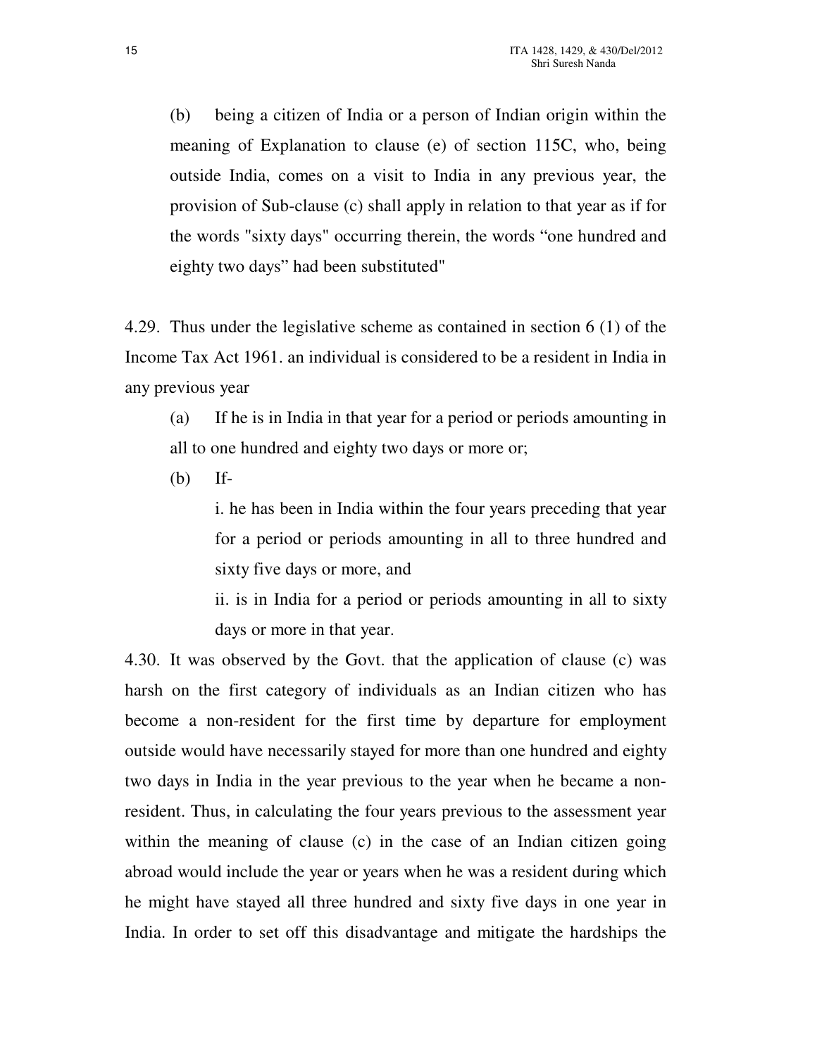(b) being a citizen of India or a person of Indian origin within the meaning of Explanation to clause (e) of section 115C, who, being outside India, comes on a visit to India in any previous year, the provision of Sub-clause (c) shall apply in relation to that year as if for the words "sixty days" occurring therein, the words "one hundred and eighty two days" had been substituted"

4.29. Thus under the legislative scheme as contained in section 6 (1) of the Income Tax Act 1961. an individual is considered to be a resident in India in any previous year

(a) If he is in India in that year for a period or periods amounting in all to one hundred and eighty two days or more or;

(b) If-

i. he has been in India within the four years preceding that year for a period or periods amounting in all to three hundred and sixty five days or more, and

ii. is in India for a period or periods amounting in all to sixty days or more in that year.

4.30. It was observed by the Govt. that the application of clause (c) was harsh on the first category of individuals as an Indian citizen who has become a non-resident for the first time by departure for employment outside would have necessarily stayed for more than one hundred and eighty two days in India in the year previous to the year when he became a non-resident. Thus, in calculating the four years previous to the assessment year within the meaning of clause (c) in the case of an Indian citizen going abroad would include the year or years when he was a resident during which he might have stayed all three hundred and sixty five days in one year in India. In order to set off this disadvantage and mitigate the hardships the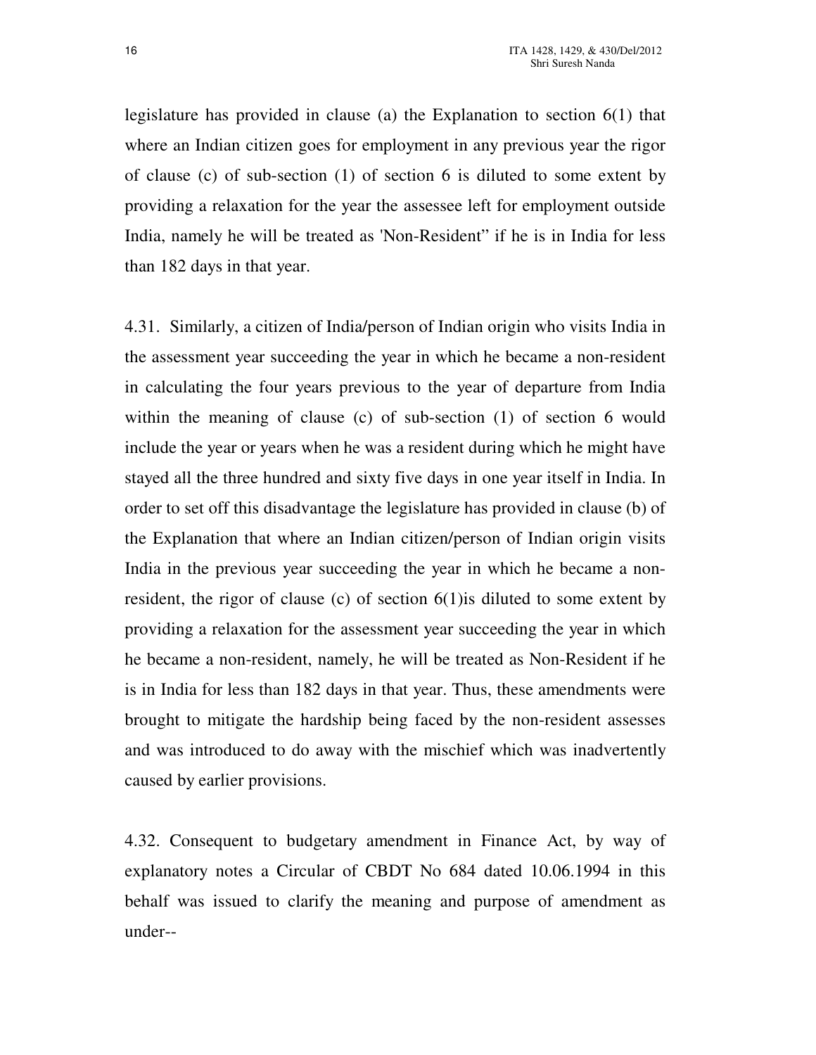legislature has provided in clause (a) the Explanation to section 6(1) that where an Indian citizen goes for employment in any previous year the rigor of clause (c) of sub-section (1) of section 6 is diluted to some extent by providing a relaxation for the year the assessee left for employment outside India, namely he will be treated as 'Non-Resident" if he is in India for less than 182 days in that year.

4.31. Similarly, a citizen of India/person of Indian origin who visits India in the assessment year succeeding the year in which he became a non-resident in calculating the four years previous to the year of departure from India within the meaning of clause (c) of sub-section (1) of section 6 would include the year or years when he was a resident during which he might have stayed all the three hundred and sixty five days in one year itself in India. In order to set off this disadvantage the legislature has provided in clause (b) of the Explanation that where an Indian citizen/person of Indian origin visits India in the previous year succeeding the year in which he became a non-resident, the rigor of clause (c) of section 6(1)is diluted to some extent by providing a relaxation for the assessment year succeeding the year in which he became a non-resident, namely, he will be treated as Non-Resident if he is in India for less than 182 days in that year. Thus, these amendments were brought to mitigate the hardship being faced by the non-resident assesses and was introduced to do away with the mischief which was inadvertently caused by earlier provisions.

4.32. Consequent to budgetary amendment in Finance Act, by way of explanatory notes a Circular of CBDT No 684 dated 10.06.1994 in this behalf was issued to clarify the meaning and purpose of amendment as under--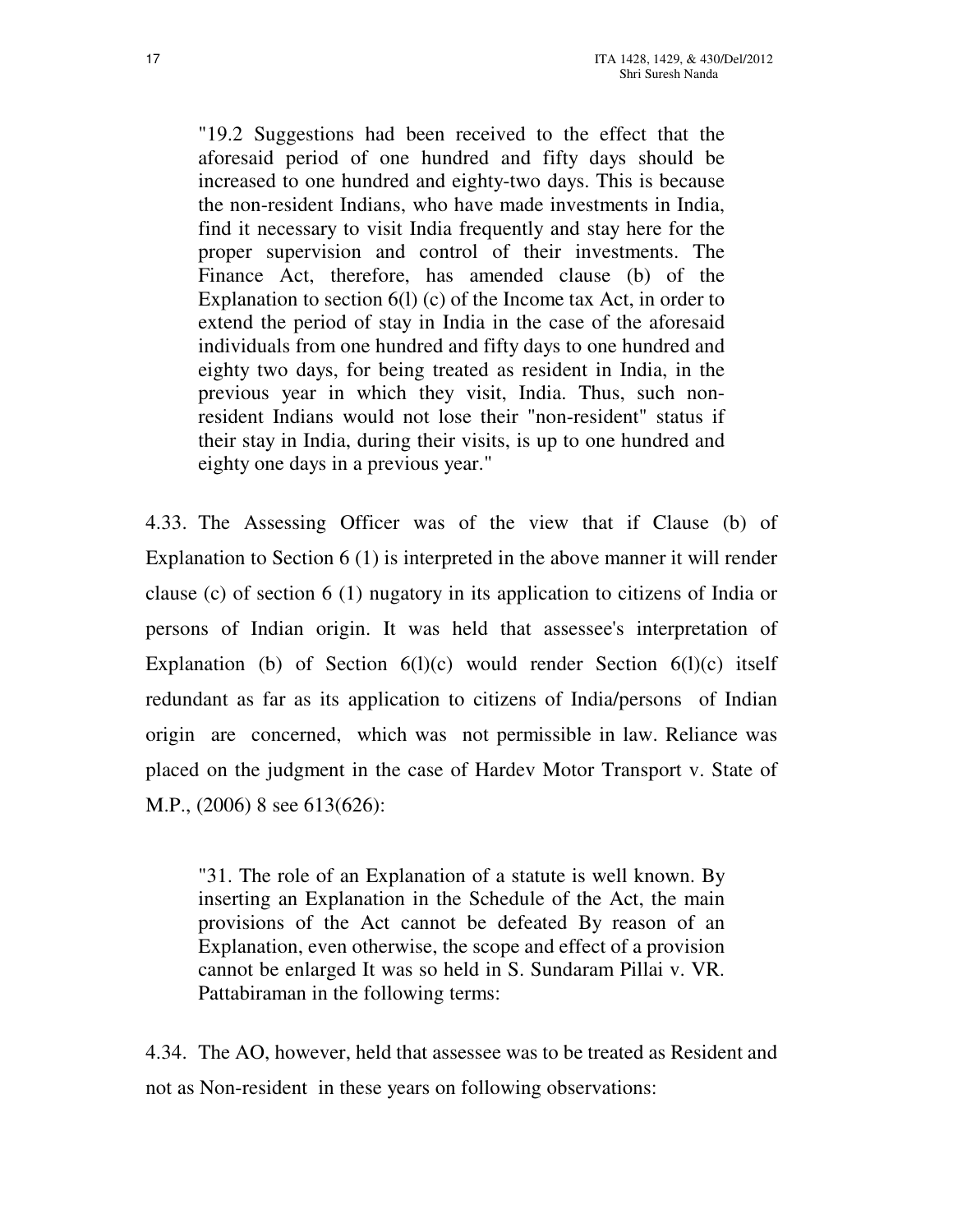> "19.2 Suggestions had been received to the effect that the aforesaid period of one hundred and fifty days should be increased to one hundred and eighty-two days. This is because the non-resident Indians, who have made investments in India, find it necessary to visit India frequently and stay here for the proper supervision and control of their investments. The Finance Act, therefore, has amended clause (b) of the Explanation to section 6(l) (c) of the Income tax Act, in order to extend the period of stay in India in the case of the aforesaid individuals from one hundred and fifty days to one hundred and eighty two days, for being treated as resident in India, in the previous year in which they visit, India. Thus, such non-resident Indians would not lose their "non-resident" status if their stay in India, during their visits, is up to one hundred and eighty one days in a previous year."

4.33. The Assessing Officer was of the view that if Clause (b) of Explanation to Section 6 (1) is interpreted in the above manner it will render clause (c) of section 6 (1) nugatory in its application to citizens of India or persons of Indian origin. It was held that assessee's interpretation of Explanation (b) of Section 6(l)(c) would render Section 6(l)(c) itself redundant as far as its application to citizens of India/persons of Indian origin are concerned, which was not permissible in law. Reliance was placed on the judgment in the case of Hardev Motor Transport v. State of M.P., (2006) 8 see 613(626):

> "31. The role of an Explanation of a statute is well known. By inserting an Explanation in the Schedule of the Act, the main provisions of the Act cannot be defeated By reason of an Explanation, even otherwise, the scope and effect of a provision cannot be enlarged It was so held in S. Sundaram Pillai v. VR. Pattabiraman in the following terms:

4.34. The AO, however, held that assessee was to be treated as Resident and not as Non-resident in these years on following observations: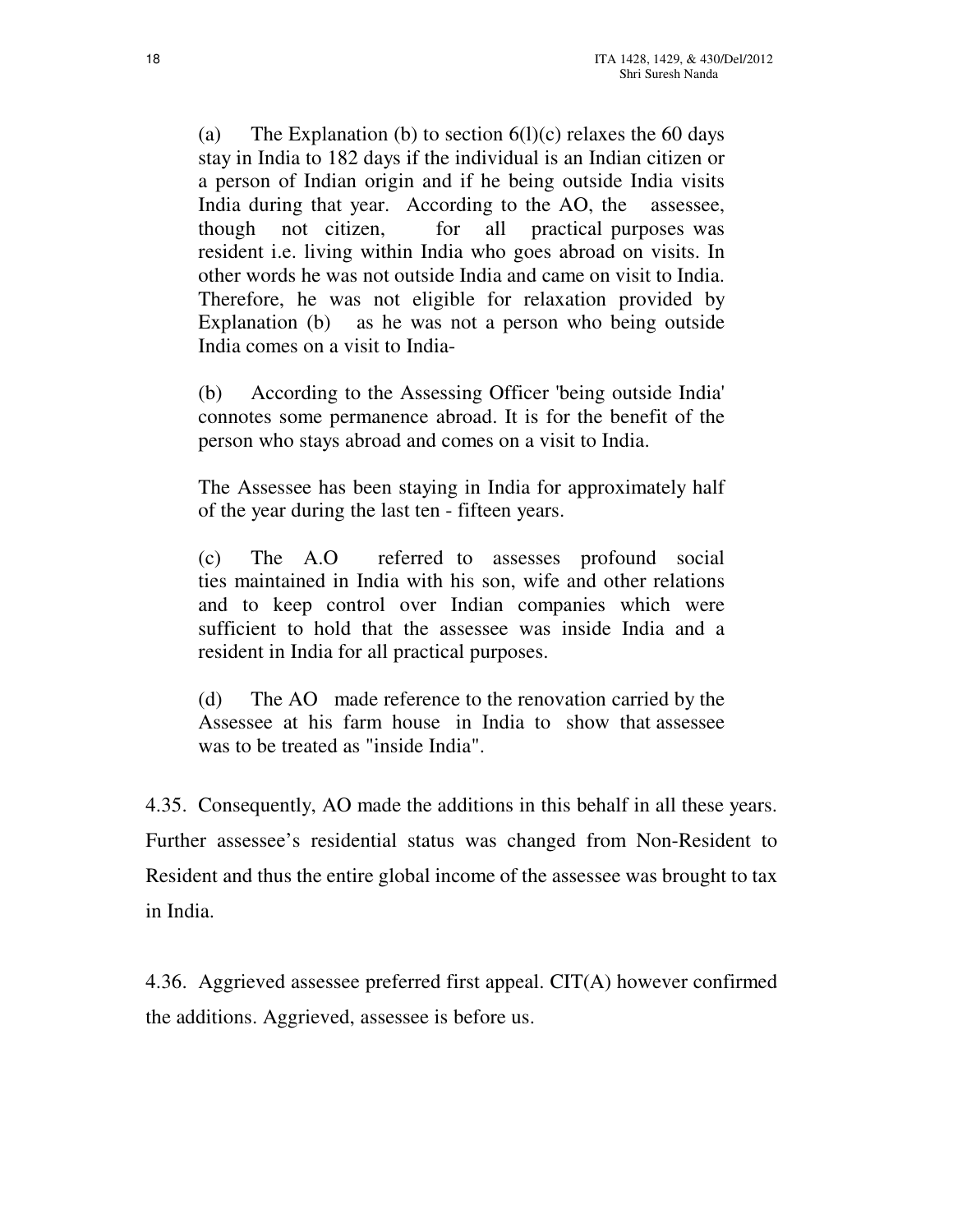(a) The Explanation (b) to section 6(l)(c) relaxes the 60 days stay in India to 182 days if the individual is an Indian citizen or a person of Indian origin and if he being outside India visits India during that year. According to the AO, the assessee, though not citizen, for all practical purposes was resident i.e. living within India who goes abroad on visits. In other words he was not outside India and came on visit to India. Therefore, he was not eligible for relaxation provided by Explanation (b) as he was not a person who being outside India comes on a visit to India-

(b) According to the Assessing Officer 'being outside India' connotes some permanence abroad. It is for the benefit of the person who stays abroad and comes on a visit to India.

The Assessee has been staying in India for approximately half of the year during the last ten - fifteen years.

(c) The A.O referred to assesses profound social ties maintained in India with his son, wife and other relations and to keep control over Indian companies which were sufficient to hold that the assessee was inside India and a resident in India for all practical purposes.

(d) The AO made reference to the renovation carried by the Assessee at his farm house in India to show that assessee was to be treated as "inside India".

4.35. Consequently, AO made the additions in this behalf in all these years. Further assessee's residential status was changed from Non-Resident to Resident and thus the entire global income of the assessee was brought to tax in India.

4.36. Aggrieved assessee preferred first appeal. CIT(A) however confirmed the additions. Aggrieved, assessee is before us.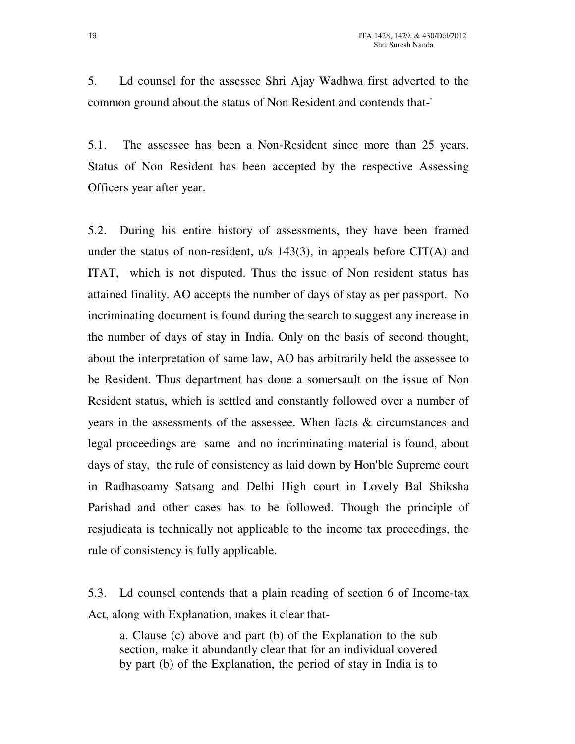5. Ld counsel for the assessee Shri Ajay Wadhwa first adverted to the common ground about the status of Non Resident and contends that-'

5.1. The assessee has been a Non-Resident since more than 25 years. Status of Non Resident has been accepted by the respective Assessing Officers year after year.

5.2. During his entire history of assessments, they have been framed under the status of non-resident, u/s 143(3), in appeals before CIT(A) and ITAT, which is not disputed. Thus the issue of Non resident status has attained finality. AO accepts the number of days of stay as per passport. No incriminating document is found during the search to suggest any increase in the number of days of stay in India. Only on the basis of second thought, about the interpretation of same law, AO has arbitrarily held the assessee to be Resident. Thus department has done a somersault on the issue of Non Resident status, which is settled and constantly followed over a number of years in the assessments of the assessee. When facts & circumstances and legal proceedings are same and no incriminating material is found, about days of stay, the rule of consistency as laid down by Hon'ble Supreme court in Radhasoamy Satsang and Delhi High court in Lovely Bal Shiksha Parishad and other cases has to be followed. Though the principle of resjudicata is technically not applicable to the income tax proceedings, the rule of consistency is fully applicable.

5.3. Ld counsel contends that a plain reading of section 6 of Income-tax Act, along with Explanation, makes it clear that-

> a. Clause (c) above and part (b) of the Explanation to the sub section, make it abundantly clear that for an individual covered by part (b) of the Explanation, the period of stay in India is to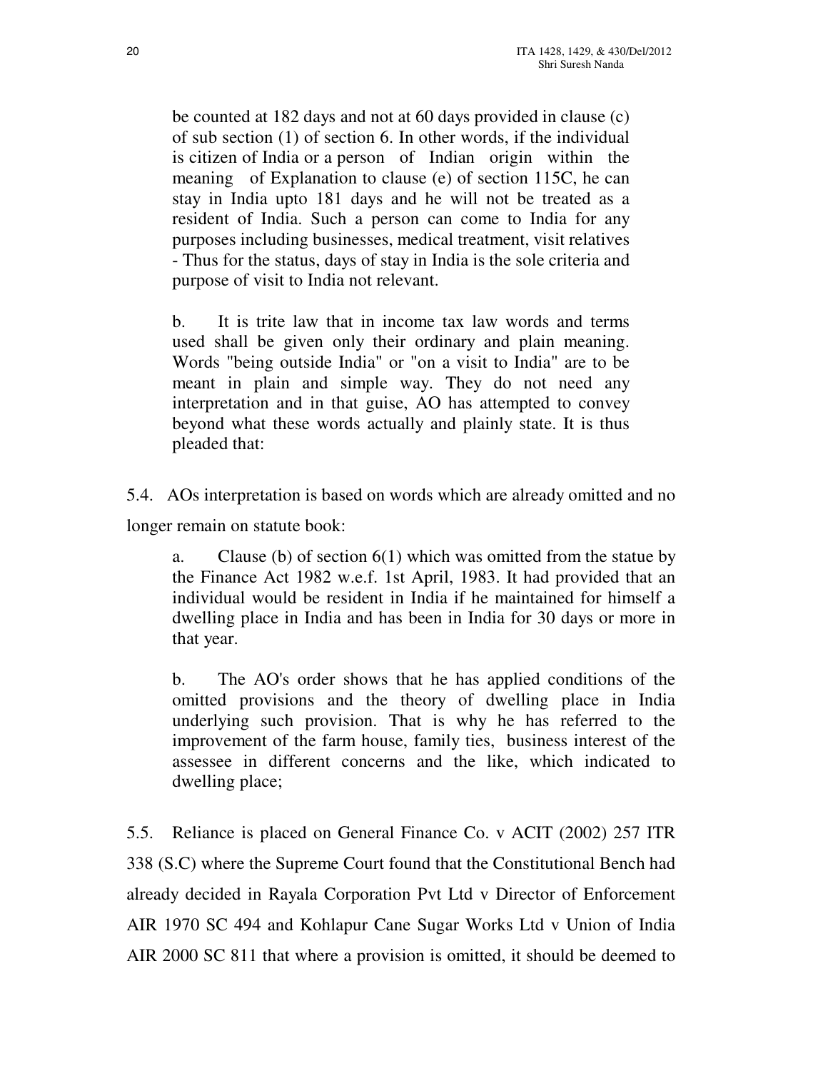be counted at 182 days and not at 60 days provided in clause (c) of sub section (1) of section 6. In other words, if the individual is citizen of India or a person of Indian origin within the meaning of Explanation to clause (e) of section 115C, he can stay in India upto 181 days and he will not be treated as a resident of India. Such a person can come to India for any purposes including businesses, medical treatment, visit relatives - Thus for the status, days of stay in India is the sole criteria and purpose of visit to India not relevant.

b. It is trite law that in income tax law words and terms used shall be given only their ordinary and plain meaning. Words "being outside India" or "on a visit to India" are to be meant in plain and simple way. They do not need any interpretation and in that guise, AO has attempted to convey beyond what these words actually and plainly state. It is thus pleaded that:

5.4. AOs interpretation is based on words which are already omitted and no longer remain on statute book:

a. Clause (b) of section 6(1) which was omitted from the statue by the Finance Act 1982 w.e.f. 1st April, 1983. It had provided that an individual would be resident in India if he maintained for himself a dwelling place in India and has been in India for 30 days or more in that year.

b. The AO's order shows that he has applied conditions of the omitted provisions and the theory of dwelling place in India underlying such provision. That is why he has referred to the improvement of the farm house, family ties, business interest of the assessee in different concerns and the like, which indicated to dwelling place;

5.5. Reliance is placed on General Finance Co. v ACIT (2002) 257 ITR 338 (S.C) where the Supreme Court found that the Constitutional Bench had already decided in Rayala Corporation Pvt Ltd v Director of Enforcement AIR 1970 SC 494 and Kohlapur Cane Sugar Works Ltd v Union of India AIR 2000 SC 811 that where a provision is omitted, it should be deemed to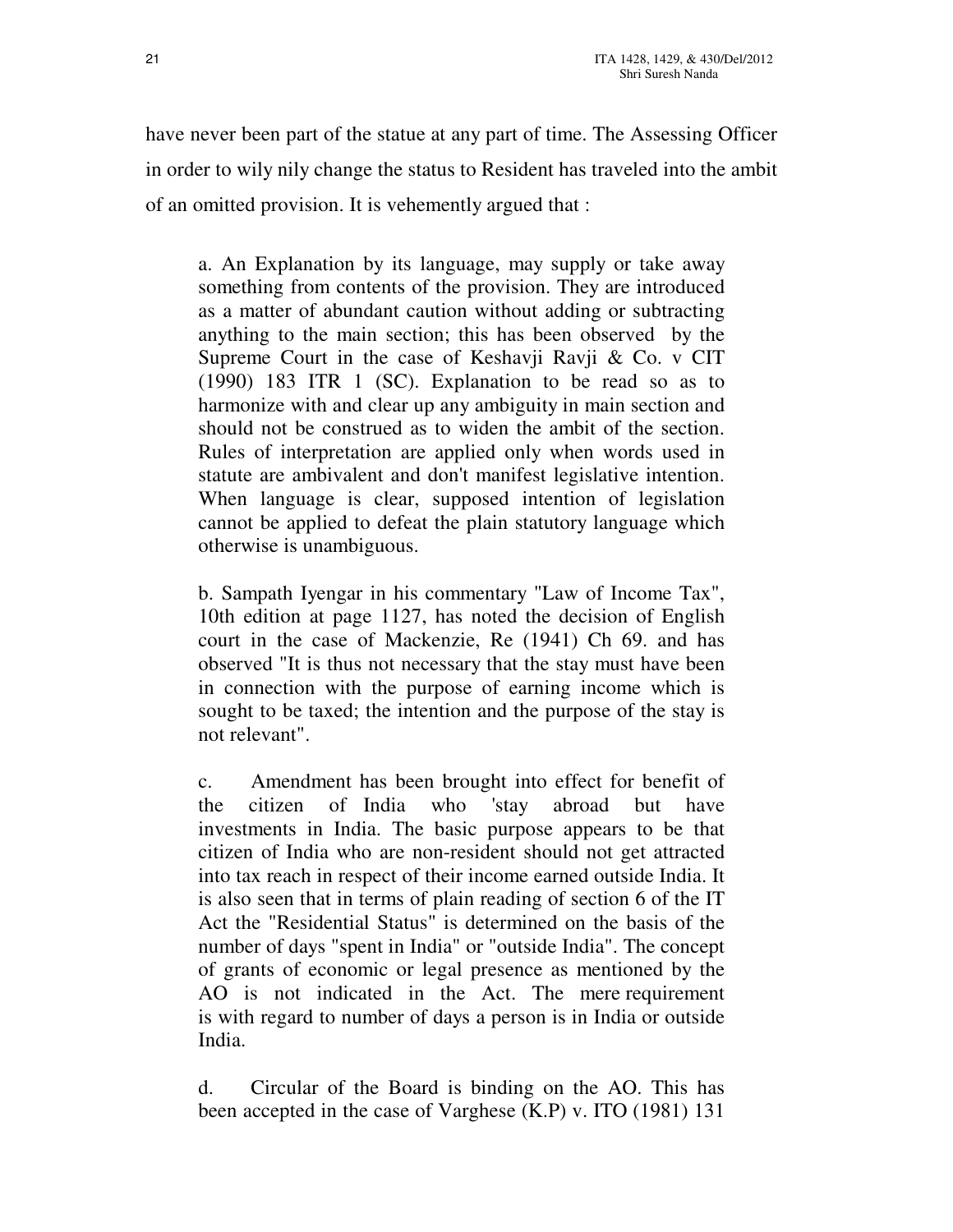have never been part of the statue at any part of time. The Assessing Officer in order to wily nily change the status to Resident has traveled into the ambit of an omitted provision. It is vehemently argued that :

> a. An Explanation by its language, may supply or take away something from contents of the provision. They are introduced as a matter of abundant caution without adding or subtracting anything to the main section; this has been observed by the Supreme Court in the case of Keshavji Ravji & Co. v CIT (1990) 183 ITR 1 (SC). Explanation to be read so as to harmonize with and clear up any ambiguity in main section and should not be construed as to widen the ambit of the section. Rules of interpretation are applied only when words used in statute are ambivalent and don't manifest legislative intention. When language is clear, supposed intention of legislation cannot be applied to defeat the plain statutory language which otherwise is unambiguous.
>
> b. Sampath Iyengar in his commentary "Law of Income Tax", 10th edition at page 1127, has noted the decision of English court in the case of Mackenzie, Re (1941) Ch 69. and has observed "It is thus not necessary that the stay must have been in connection with the purpose of earning income which is sought to be taxed; the intention and the purpose of the stay is not relevant".
>
> c. Amendment has been brought into effect for benefit of the citizen of India who 'stay abroad but have investments in India. The basic purpose appears to be that citizen of India who are non-resident should not get attracted into tax reach in respect of their income earned outside India. It is also seen that in terms of plain reading of section 6 of the IT Act the "Residential Status" is determined on the basis of the number of days "spent in India" or "outside India". The concept of grants of economic or legal presence as mentioned by the AO is not indicated in the Act. The mere requirement is with regard to number of days a person is in India or outside India.
>
> d. Circular of the Board is binding on the AO. This has been accepted in the case of Varghese (K.P) v. ITO (1981) 131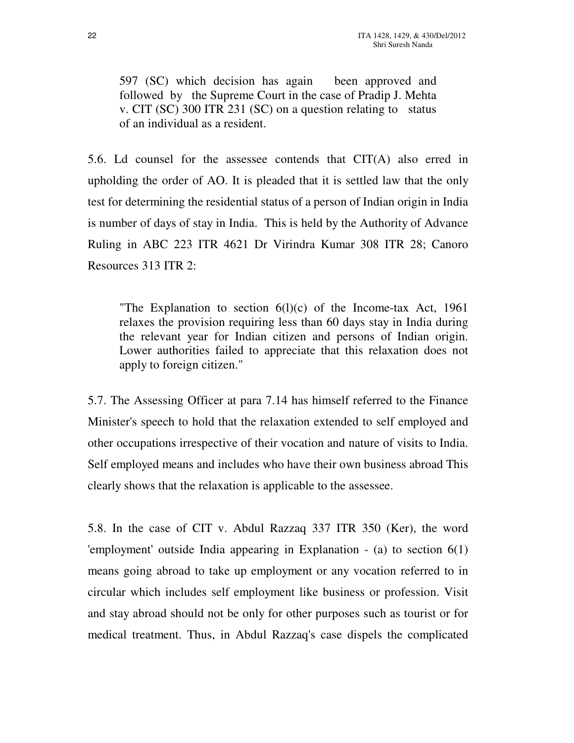> 597 (SC) which decision has again been approved and followed by the Supreme Court in the case of Pradip J. Mehta v. CIT (SC) 300 ITR 231 (SC) on a question relating to status of an individual as a resident.

5.6. Ld counsel for the assessee contends that CIT(A) also erred in upholding the order of AO. It is pleaded that it is settled law that the only test for determining the residential status of a person of Indian origin in India is number of days of stay in India. This is held by the Authority of Advance Ruling in ABC 223 ITR 4621 Dr Virindra Kumar 308 ITR 28; Canoro Resources 313 ITR 2:

> "The Explanation to section 6(l)(c) of the Income-tax Act, 1961 relaxes the provision requiring less than 60 days stay in India during the relevant year for Indian citizen and persons of Indian origin. Lower authorities failed to appreciate that this relaxation does not apply to foreign citizen."

5.7. The Assessing Officer at para 7.14 has himself referred to the Finance Minister's speech to hold that the relaxation extended to self employed and other occupations irrespective of their vocation and nature of visits to India. Self employed means and includes who have their own business abroad This clearly shows that the relaxation is applicable to the assessee.

5.8. In the case of CIT v. Abdul Razzaq 337 ITR 350 (Ker), the word 'employment' outside India appearing in Explanation - (a) to section 6(1) means going abroad to take up employment or any vocation referred to in circular which includes self employment like business or profession. Visit and stay abroad should not be only for other purposes such as tourist or for medical treatment. Thus, in Abdul Razzaq's case dispels the complicated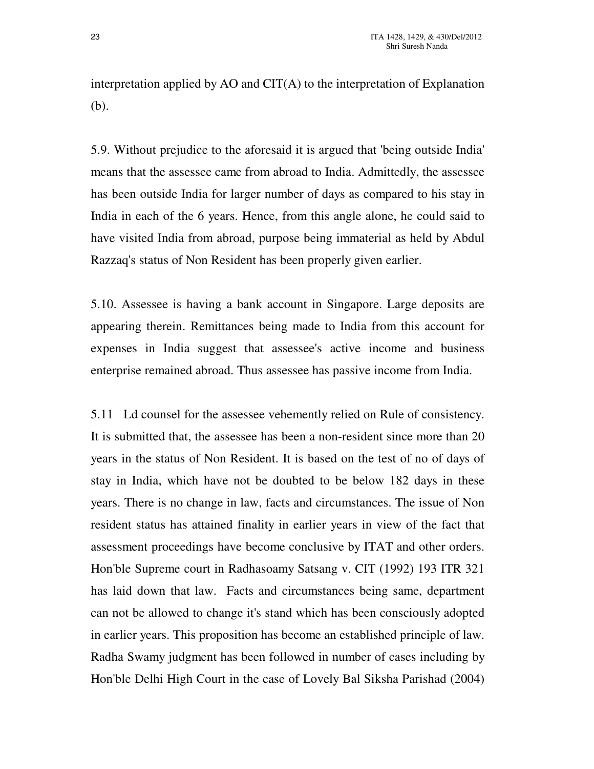interpretation applied by AO and CIT(A) to the interpretation of Explanation (b).

5.9. Without prejudice to the aforesaid it is argued that 'being outside India' means that the assessee came from abroad to India. Admittedly, the assessee has been outside India for larger number of days as compared to his stay in India in each of the 6 years. Hence, from this angle alone, he could said to have visited India from abroad, purpose being immaterial as held by Abdul Razzaq's status of Non Resident has been properly given earlier.

5.10. Assessee is having a bank account in Singapore. Large deposits are appearing therein. Remittances being made to India from this account for expenses in India suggest that assessee's active income and business enterprise remained abroad. Thus assessee has passive income from India.

5.11 Ld counsel for the assessee vehemently relied on Rule of consistency. It is submitted that, the assessee has been a non-resident since more than 20 years in the status of Non Resident. It is based on the test of no of days of stay in India, which have not be doubted to be below 182 days in these years. There is no change in law, facts and circumstances. The issue of Non resident status has attained finality in earlier years in view of the fact that assessment proceedings have become conclusive by ITAT and other orders. Hon'ble Supreme court in Radhasoamy Satsang v. CIT (1992) 193 ITR 321 has laid down that law. Facts and circumstances being same, department can not be allowed to change it's stand which has been consciously adopted in earlier years. This proposition has become an established principle of law. Radha Swamy judgment has been followed in number of cases including by Hon'ble Delhi High Court in the case of Lovely Bal Siksha Parishad (2004)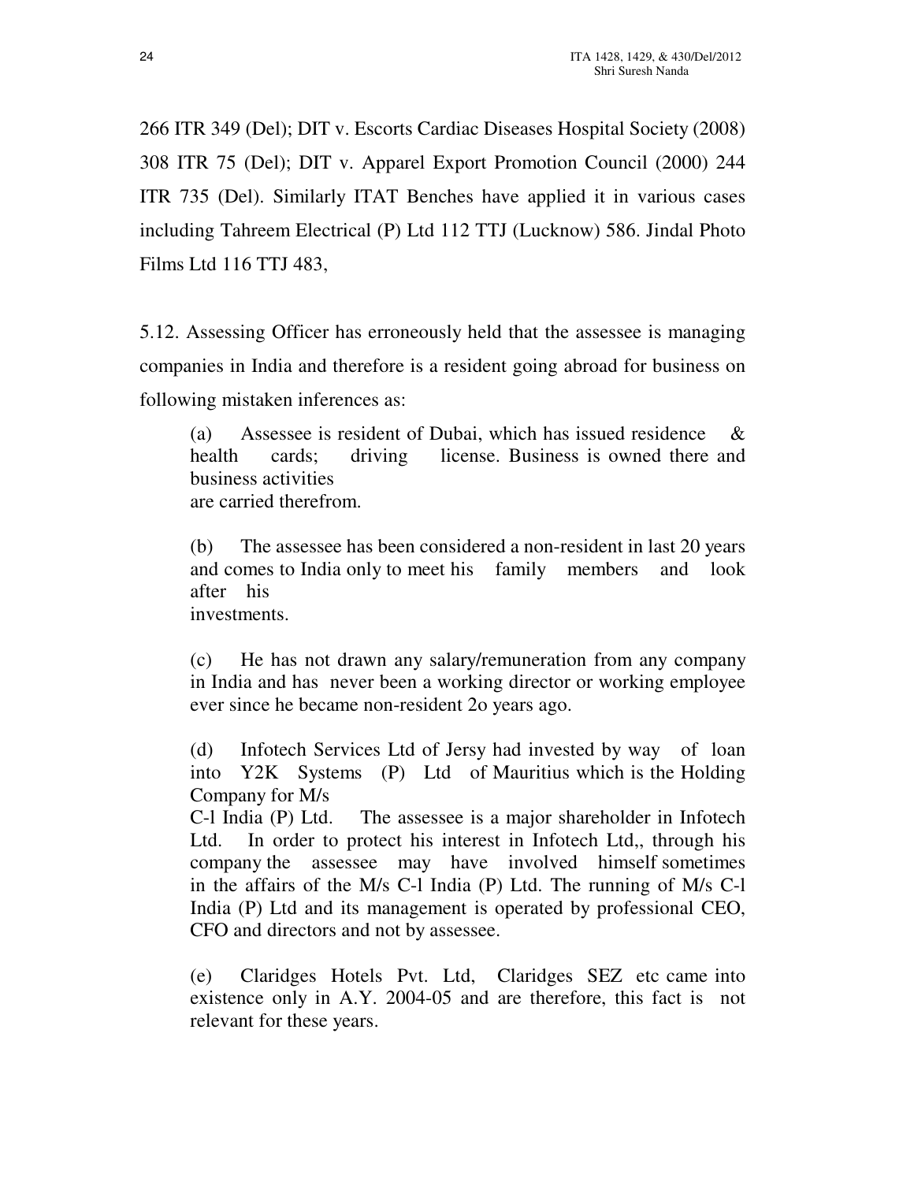266 ITR 349 (Del); DIT v. Escorts Cardiac Diseases Hospital Society (2008) 308 ITR 75 (Del); DIT v. Apparel Export Promotion Council (2000) 244 ITR 735 (Del). Similarly ITAT Benches have applied it in various cases including Tahreem Electrical (P) Ltd 112 TTJ (Lucknow) 586. Jindal Photo Films Ltd 116 TTJ 483,

5.12. Assessing Officer has erroneously held that the assessee is managing companies in India and therefore is a resident going abroad for business on following mistaken inferences as:

> (a) Assessee is resident of Dubai, which has issued residence & health cards; driving license. Business is owned there and business activities are carried therefrom.
>
> (b) The assessee has been considered a non-resident in last 20 years and comes to India only to meet his family members and look after his investments.
>
> (c) He has not drawn any salary/remuneration from any company in India and has never been a working director or working employee ever since he became non-resident 2o years ago.
>
> (d) Infotech Services Ltd of Jersy had invested by way of loan into Y2K Systems (P) Ltd of Mauritius which is the Holding Company for M/s C-l India (P) Ltd. The assessee is a major shareholder in Infotech Ltd. In order to protect his interest in Infotech Ltd,, through his company the assessee may have involved himself sometimes in the affairs of the M/s C-l India (P) Ltd. The running of M/s C-l India (P) Ltd and its management is operated by professional CEO, CFO and directors and not by assessee.
>
> (e) Claridges Hotels Pvt. Ltd, Claridges SEZ etc came into existence only in A.Y. 2004-05 and are therefore, this fact is not relevant for these years.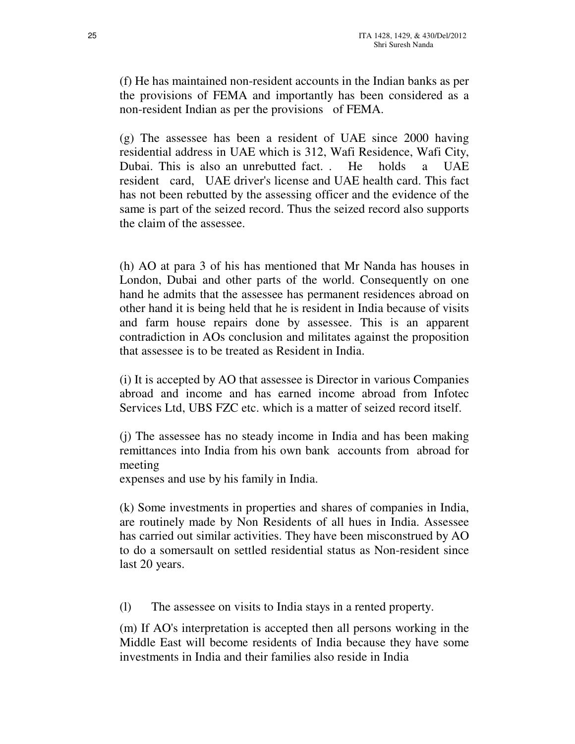(f) He has maintained non-resident accounts in the Indian banks as per the provisions of FEMA and importantly has been considered as a non-resident Indian as per the provisions of FEMA.

(g) The assessee has been a resident of UAE since 2000 having residential address in UAE which is 312, Wafi Residence, Wafi City, Dubai. This is also an unrebutted fact. . He holds a UAE resident card, UAE driver's license and UAE health card. This fact has not been rebutted by the assessing officer and the evidence of the same is part of the seized record. Thus the seized record also supports the claim of the assessee.

(h) AO at para 3 of his has mentioned that Mr Nanda has houses in London, Dubai and other parts of the world. Consequently on one hand he admits that the assessee has permanent residences abroad on other hand it is being held that he is resident in India because of visits and farm house repairs done by assessee. This is an apparent contradiction in AOs conclusion and militates against the proposition that assessee is to be treated as Resident in India.

(i) It is accepted by AO that assessee is Director in various Companies abroad and income and has earned income abroad from Infotec Services Ltd, UBS FZC etc. which is a matter of seized record itself.

(j) The assessee has no steady income in India and has been making remittances into India from his own bank accounts from abroad for meeting
expenses and use by his family in India.

(k) Some investments in properties and shares of companies in India, are routinely made by Non Residents of all hues in India. Assessee has carried out similar activities. They have been misconstrued by AO to do a somersault on settled residential status as Non-resident since last 20 years.

(l) The assessee on visits to India stays in a rented property.

(m) If AO's interpretation is accepted then all persons working in the Middle East will become residents of India because they have some investments in India and their families also reside in India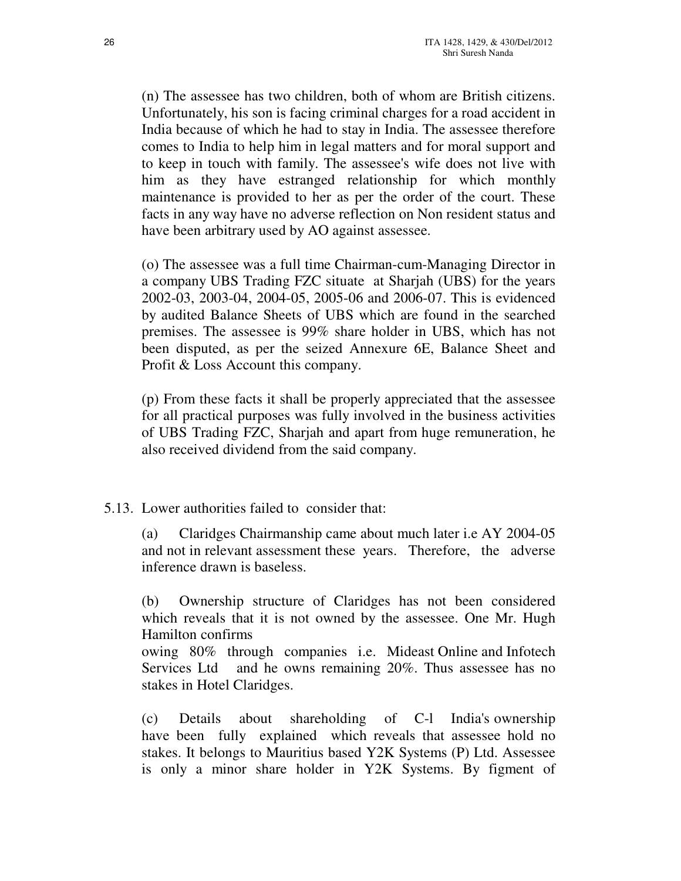(n) The assessee has two children, both of whom are British citizens. Unfortunately, his son is facing criminal charges for a road accident in India because of which he had to stay in India. The assessee therefore comes to India to help him in legal matters and for moral support and to keep in touch with family. The assessee's wife does not live with him as they have estranged relationship for which monthly maintenance is provided to her as per the order of the court. These facts in any way have no adverse reflection on Non resident status and have been arbitrary used by AO against assessee.

(o) The assessee was a full time Chairman-cum-Managing Director in a company UBS Trading FZC situate at Sharjah (UBS) for the years 2002-03, 2003-04, 2004-05, 2005-06 and 2006-07. This is evidenced by audited Balance Sheets of UBS which are found in the searched premises. The assessee is 99% share holder in UBS, which has not been disputed, as per the seized Annexure 6E, Balance Sheet and Profit & Loss Account this company.

(p) From these facts it shall be properly appreciated that the assessee for all practical purposes was fully involved in the business activities of UBS Trading FZC, Sharjah and apart from huge remuneration, he also received dividend from the said company.

5.13. Lower authorities failed to consider that:

(a) Claridges Chairmanship came about much later i.e AY 2004-05 and not in relevant assessment these years. Therefore, the adverse inference drawn is baseless.

(b) Ownership structure of Claridges has not been considered which reveals that it is not owned by the assessee. One Mr. Hugh Hamilton confirms owing 80% through companies i.e. Mideast Online and Infotech Services Ltd and he owns remaining 20%. Thus assessee has no stakes in Hotel Claridges.

(c) Details about shareholding of C-l India's ownership have been fully explained which reveals that assessee hold no stakes. It belongs to Mauritius based Y2K Systems (P) Ltd. Assessee is only a minor share holder in Y2K Systems. By figment of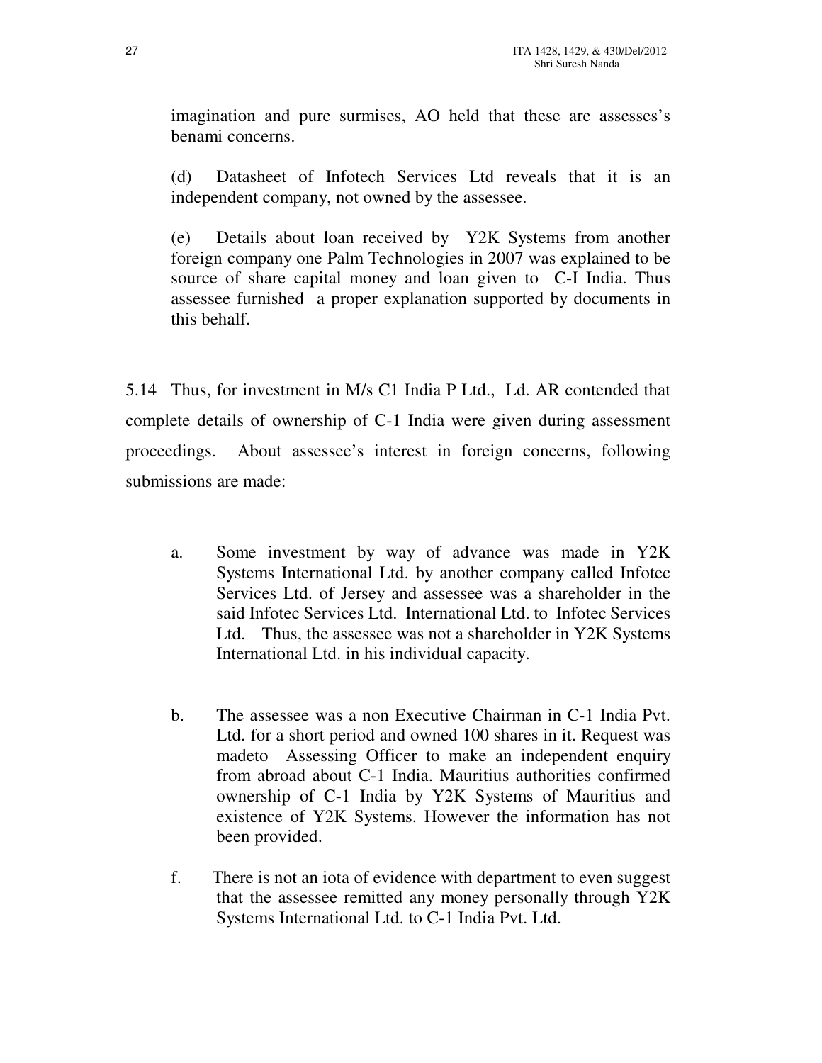imagination and pure surmises, AO held that these are assesses's benami concerns.

(d) Datasheet of Infotech Services Ltd reveals that it is an independent company, not owned by the assessee.

(e) Details about loan received by Y2K Systems from another foreign company one Palm Technologies in 2007 was explained to be source of share capital money and loan given to C-I India. Thus assessee furnished a proper explanation supported by documents in this behalf.

5.14 Thus, for investment in M/s C1 India P Ltd., Ld. AR contended that complete details of ownership of C-1 India were given during assessment proceedings. About assessee's interest in foreign concerns, following submissions are made:

a. Some investment by way of advance was made in Y2K Systems International Ltd. by another company called Infotec Services Ltd. of Jersey and assessee was a shareholder in the said Infotec Services Ltd. International Ltd. to Infotec Services Ltd. Thus, the assessee was not a shareholder in Y2K Systems International Ltd. in his individual capacity.

b. The assessee was a non Executive Chairman in C-1 India Pvt. Ltd. for a short period and owned 100 shares in it. Request was madeto Assessing Officer to make an independent enquiry from abroad about C-1 India. Mauritius authorities confirmed ownership of C-1 India by Y2K Systems of Mauritius and existence of Y2K Systems. However the information has not been provided.

f. There is not an iota of evidence with department to even suggest that the assessee remitted any money personally through Y2K Systems International Ltd. to C-1 India Pvt. Ltd.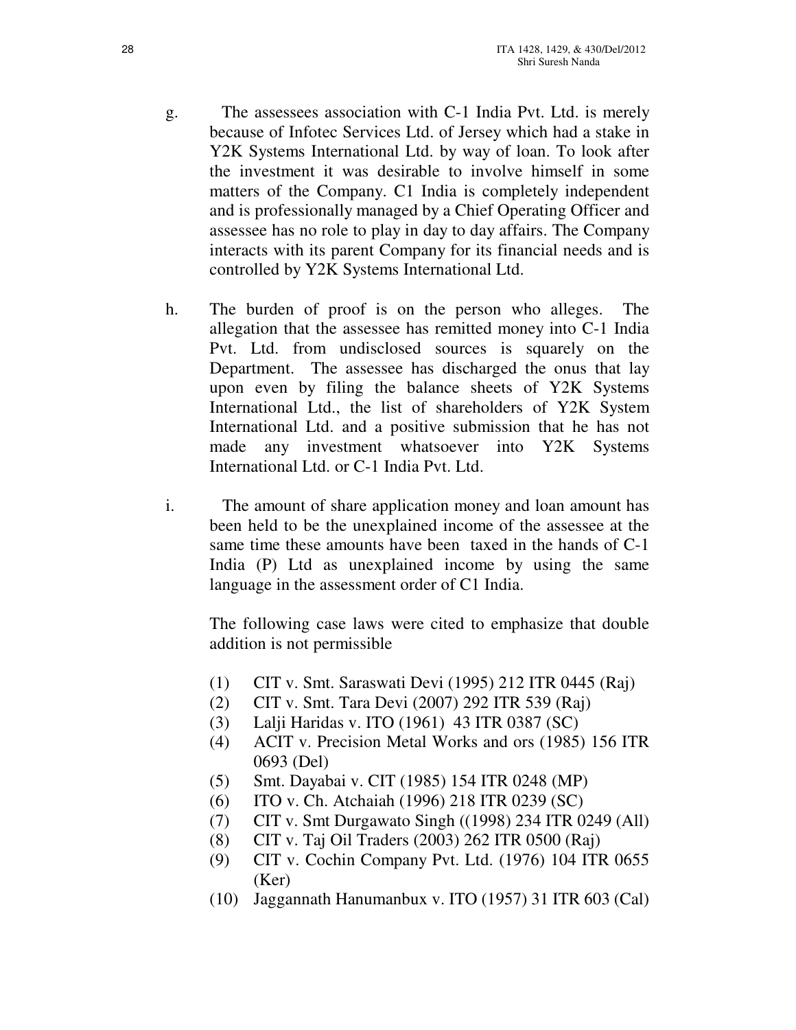g. The assessees association with C-1 India Pvt. Ltd. is merely because of Infotec Services Ltd. of Jersey which had a stake in Y2K Systems International Ltd. by way of loan. To look after the investment it was desirable to involve himself in some matters of the Company. C1 India is completely independent and is professionally managed by a Chief Operating Officer and assessee has no role to play in day to day affairs. The Company interacts with its parent Company for its financial needs and is controlled by Y2K Systems International Ltd.

h. The burden of proof is on the person who alleges. The allegation that the assessee has remitted money into C-1 India Pvt. Ltd. from undisclosed sources is squarely on the Department. The assessee has discharged the onus that lay upon even by filing the balance sheets of Y2K Systems International Ltd., the list of shareholders of Y2K System International Ltd. and a positive submission that he has not made any investment whatsoever into Y2K Systems International Ltd. or C-1 India Pvt. Ltd.

i. The amount of share application money and loan amount has been held to be the unexplained income of the assessee at the same time these amounts have been taxed in the hands of C-1 India (P) Ltd as unexplained income by using the same language in the assessment order of C1 India.

The following case laws were cited to emphasize that double addition is not permissible

(1) CIT v. Smt. Saraswati Devi (1995) 212 ITR 0445 (Raj)
(2) CIT v. Smt. Tara Devi (2007) 292 ITR 539 (Raj)
(3) Lalji Haridas v. ITO (1961) 43 ITR 0387 (SC)
(4) ACIT v. Precision Metal Works and ors (1985) 156 ITR 0693 (Del)
(5) Smt. Dayabai v. CIT (1985) 154 ITR 0248 (MP)
(6) ITO v. Ch. Atchaiah (1996) 218 ITR 0239 (SC)
(7) CIT v. Smt Durgawato Singh ((1998) 234 ITR 0249 (All)
(8) CIT v. Taj Oil Traders (2003) 262 ITR 0500 (Raj)
(9) CIT v. Cochin Company Pvt. Ltd. (1976) 104 ITR 0655 (Ker)
(10) Jaggannath Hanumanbux v. ITO (1957) 31 ITR 603 (Cal)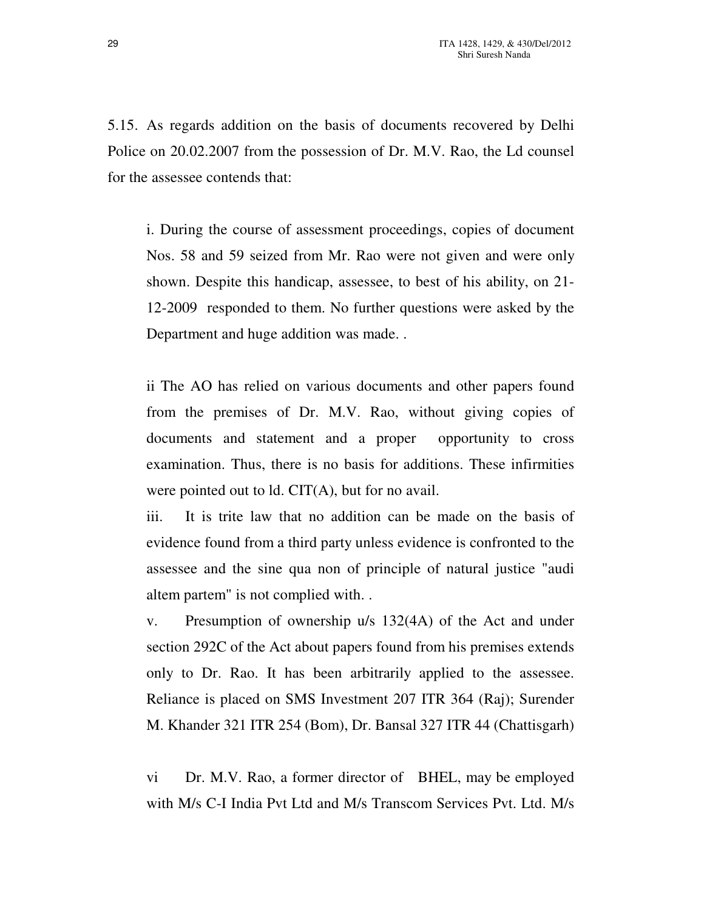5.15. As regards addition on the basis of documents recovered by Delhi Police on 20.02.2007 from the possession of Dr. M.V. Rao, the Ld counsel for the assessee contends that:

i. During the course of assessment proceedings, copies of document Nos. 58 and 59 seized from Mr. Rao were not given and were only shown. Despite this handicap, assessee, to best of his ability, on 21-12-2009 responded to them. No further questions were asked by the Department and huge addition was made. .

ii The AO has relied on various documents and other papers found from the premises of Dr. M.V. Rao, without giving copies of documents and statement and a proper opportunity to cross examination. Thus, there is no basis for additions. These infirmities were pointed out to ld. CIT(A), but for no avail.

iii. It is trite law that no addition can be made on the basis of evidence found from a third party unless evidence is confronted to the assessee and the sine qua non of principle of natural justice "audi altem partem" is not complied with. .

v. Presumption of ownership u/s 132(4A) of the Act and under section 292C of the Act about papers found from his premises extends only to Dr. Rao. It has been arbitrarily applied to the assessee. Reliance is placed on SMS Investment 207 ITR 364 (Raj); Surender M. Khander 321 ITR 254 (Bom), Dr. Bansal 327 ITR 44 (Chattisgarh)

vi Dr. M.V. Rao, a former director of BHEL, may be employed with M/s C-I India Pvt Ltd and M/s Transcom Services Pvt. Ltd. M/s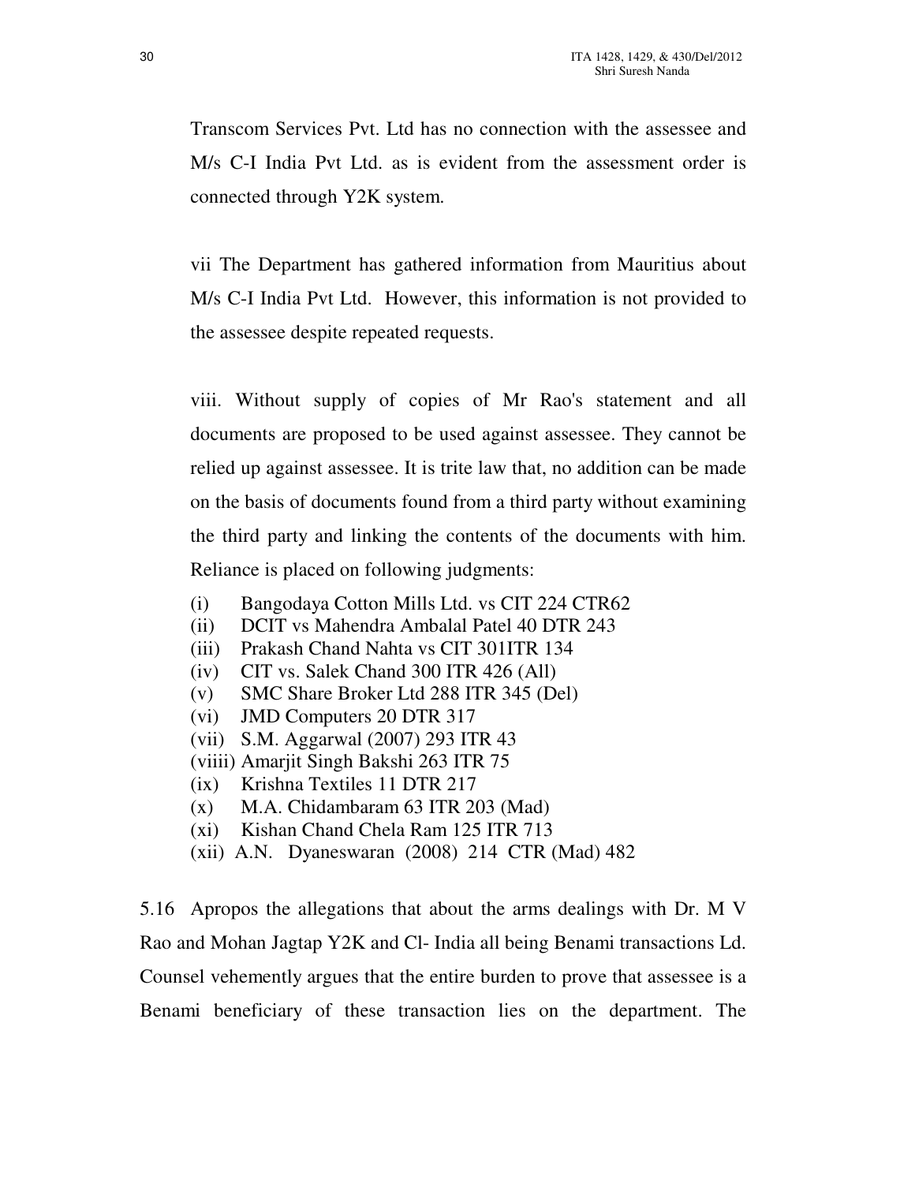Transcom Services Pvt. Ltd has no connection with the assessee and M/s C-I India Pvt Ltd. as is evident from the assessment order is connected through Y2K system.

vii The Department has gathered information from Mauritius about M/s C-I India Pvt Ltd. However, this information is not provided to the assessee despite repeated requests.

viii. Without supply of copies of Mr Rao's statement and all documents are proposed to be used against assessee. They cannot be relied up against assessee. It is trite law that, no addition can be made on the basis of documents found from a third party without examining the third party and linking the contents of the documents with him. Reliance is placed on following judgments:

(i) Bangodaya Cotton Mills Ltd. vs CIT 224 CTR62
(ii) DCIT vs Mahendra Ambalal Patel 40 DTR 243
(iii) Prakash Chand Nahta vs CIT 301ITR 134
(iv) CIT vs. Salek Chand 300 ITR 426 (All)
(v) SMC Share Broker Ltd 288 ITR 345 (Del)
(vi) JMD Computers 20 DTR 317
(vii) S.M. Aggarwal (2007) 293 ITR 43
(viiii) Amarjit Singh Bakshi 263 ITR 75
(ix) Krishna Textiles 11 DTR 217
(x) M.A. Chidambaram 63 ITR 203 (Mad)
(xi) Kishan Chand Chela Ram 125 ITR 713
(xii) A.N. Dyaneswaran (2008) 214 CTR (Mad) 482

5.16 Apropos the allegations that about the arms dealings with Dr. M V Rao and Mohan Jagtap Y2K and Cl- India all being Benami transactions Ld. Counsel vehemently argues that the entire burden to prove that assessee is a Benami beneficiary of these transaction lies on the department. The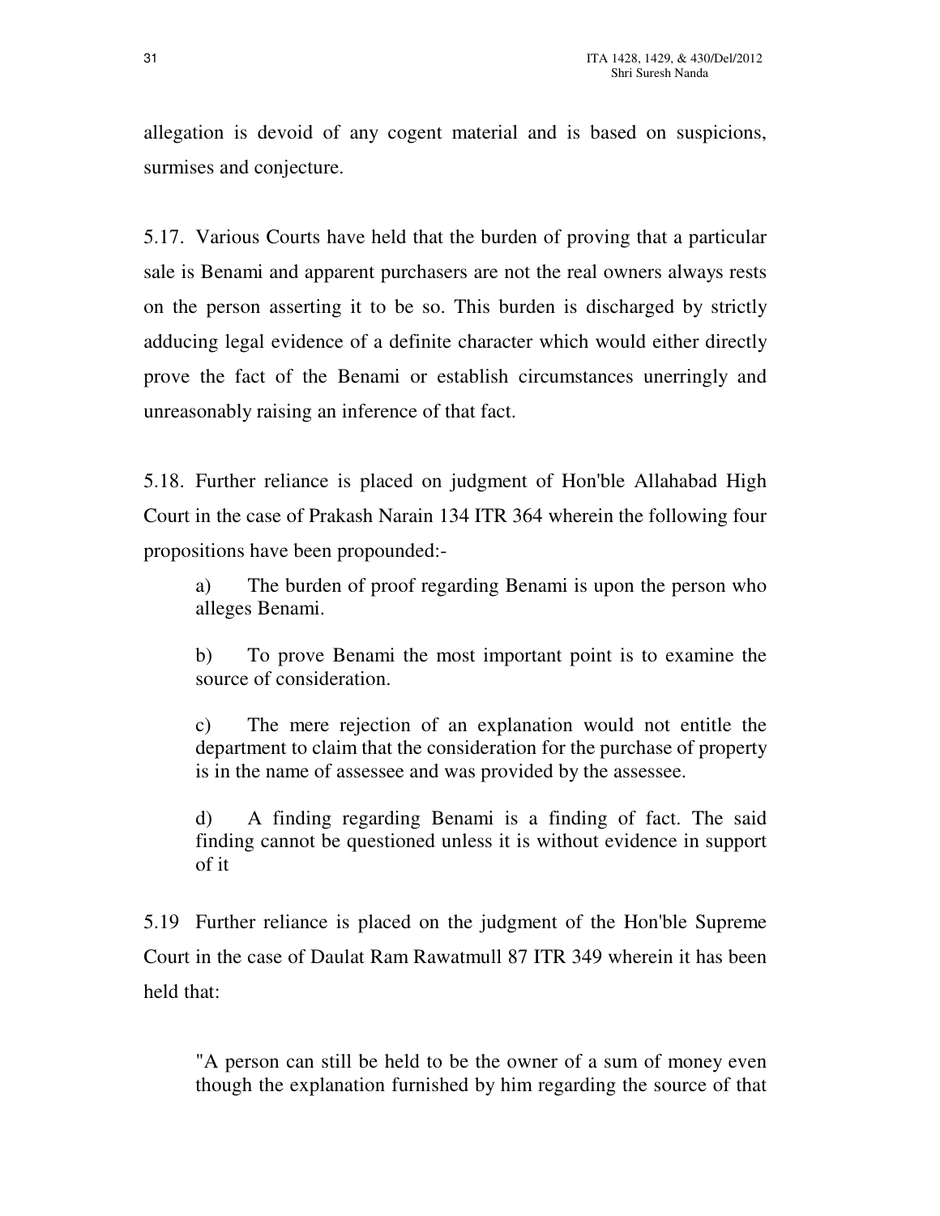allegation is devoid of any cogent material and is based on suspicions, surmises and conjecture.

5.17. Various Courts have held that the burden of proving that a particular sale is Benami and apparent purchasers are not the real owners always rests on the person asserting it to be so. This burden is discharged by strictly adducing legal evidence of a definite character which would either directly prove the fact of the Benami or establish circumstances unerringly and unreasonably raising an inference of that fact.

5.18. Further reliance is placed on judgment of Hon'ble Allahabad High Court in the case of Prakash Narain 134 ITR 364 wherein the following four propositions have been propounded:-

> a) The burden of proof regarding Benami is upon the person who alleges Benami.
>
> b) To prove Benami the most important point is to examine the source of consideration.
>
> c) The mere rejection of an explanation would not entitle the department to claim that the consideration for the purchase of property is in the name of assessee and was provided by the assessee.
>
> d) A finding regarding Benami is a finding of fact. The said finding cannot be questioned unless it is without evidence in support of it

5.19 Further reliance is placed on the judgment of the Hon'ble Supreme Court in the case of Daulat Ram Rawatmull 87 ITR 349 wherein it has been held that:

> "A person can still be held to be the owner of a sum of money even though the explanation furnished by him regarding the source of that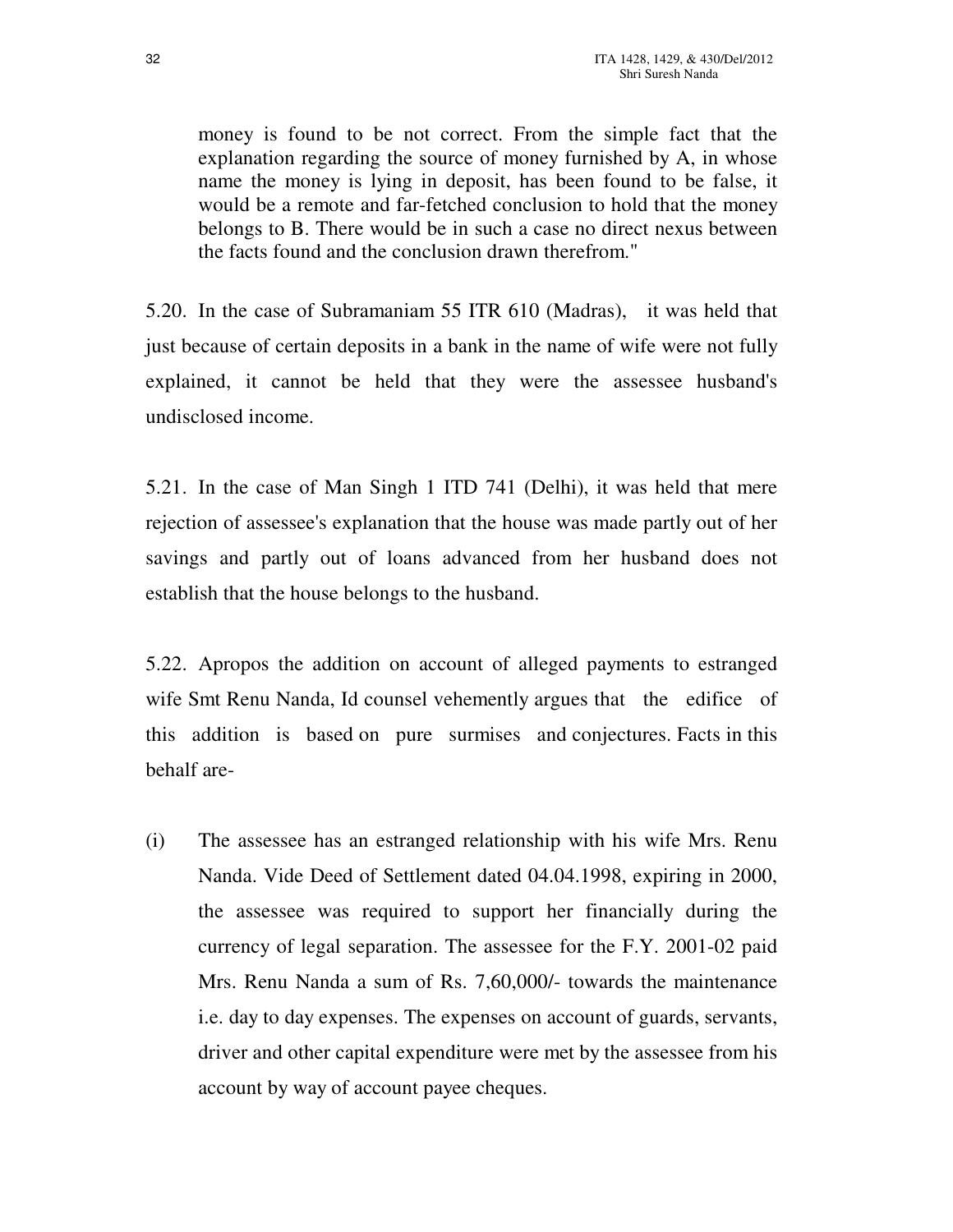> money is found to be not correct. From the simple fact that the explanation regarding the source of money furnished by A, in whose name the money is lying in deposit, has been found to be false, it would be a remote and far-fetched conclusion to hold that the money belongs to B. There would be in such a case no direct nexus between the facts found and the conclusion drawn therefrom."

5.20. In the case of Subramaniam 55 ITR 610 (Madras), it was held that just because of certain deposits in a bank in the name of wife were not fully explained, it cannot be held that they were the assessee husband's undisclosed income.

5.21. In the case of Man Singh 1 ITD 741 (Delhi), it was held that mere rejection of assessee's explanation that the house was made partly out of her savings and partly out of loans advanced from her husband does not establish that the house belongs to the husband.

5.22. Apropos the addition on account of alleged payments to estranged wife Smt Renu Nanda, Id counsel vehemently argues that the edifice of this addition is based on pure surmises and conjectures. Facts in this behalf are-

(i) The assessee has an estranged relationship with his wife Mrs. Renu Nanda. Vide Deed of Settlement dated 04.04.1998, expiring in 2000, the assessee was required to support her financially during the currency of legal separation. The assessee for the F.Y. 2001-02 paid Mrs. Renu Nanda a sum of Rs. 7,60,000/- towards the maintenance i.e. day to day expenses. The expenses on account of guards, servants, driver and other capital expenditure were met by the assessee from his account by way of account payee cheques.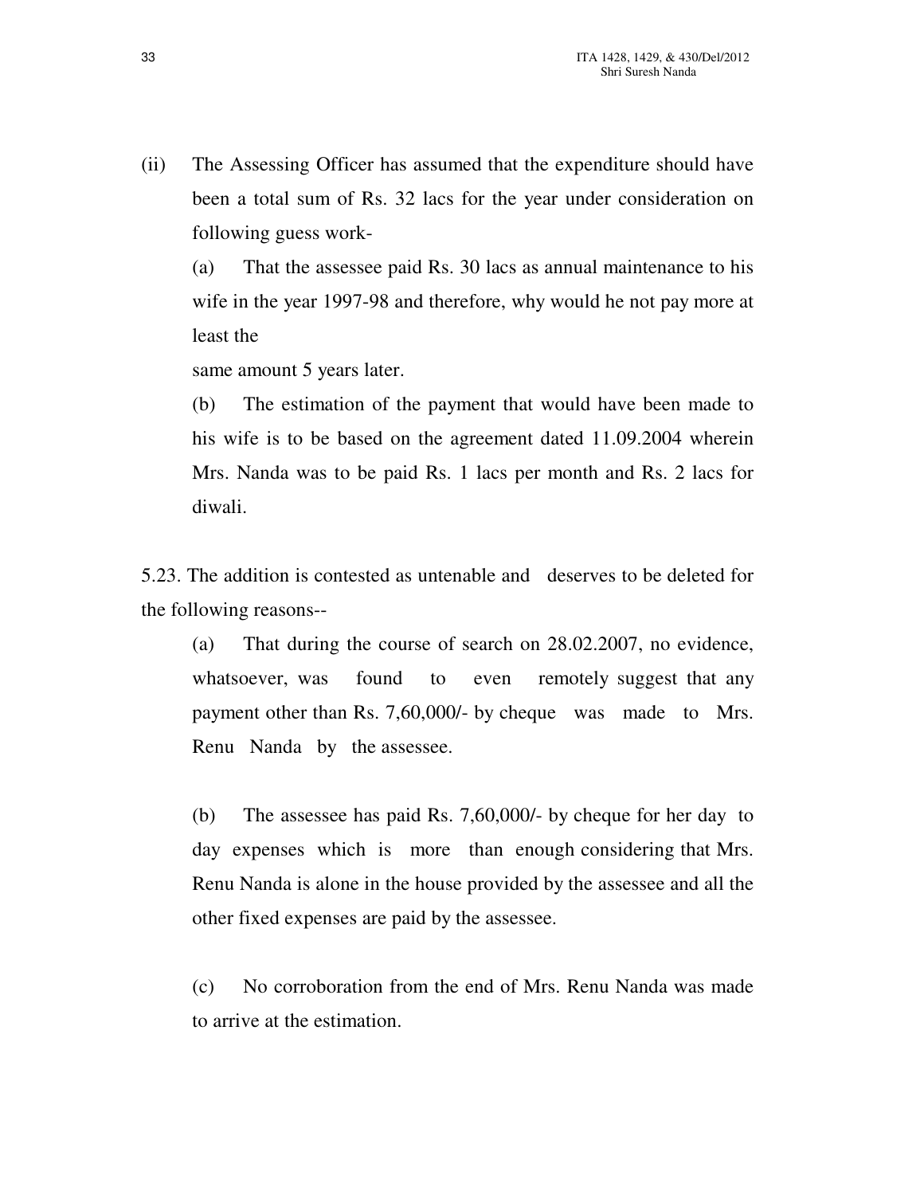(ii) The Assessing Officer has assumed that the expenditure should have been a total sum of Rs. 32 lacs for the year under consideration on following guess work-

(a) That the assessee paid Rs. 30 lacs as annual maintenance to his wife in the year 1997-98 and therefore, why would he not pay more at least the same amount 5 years later.

(b) The estimation of the payment that would have been made to his wife is to be based on the agreement dated 11.09.2004 wherein Mrs. Nanda was to be paid Rs. 1 lacs per month and Rs. 2 lacs for diwali.

5.23. The addition is contested as untenable and deserves to be deleted for the following reasons--

(a) That during the course of search on 28.02.2007, no evidence, whatsoever, was found to even remotely suggest that any payment other than Rs. 7,60,000/- by cheque was made to Mrs. Renu Nanda by the assessee.

(b) The assessee has paid Rs. 7,60,000/- by cheque for her day to day expenses which is more than enough considering that Mrs. Renu Nanda is alone in the house provided by the assessee and all the other fixed expenses are paid by the assessee.

(c) No corroboration from the end of Mrs. Renu Nanda was made to arrive at the estimation.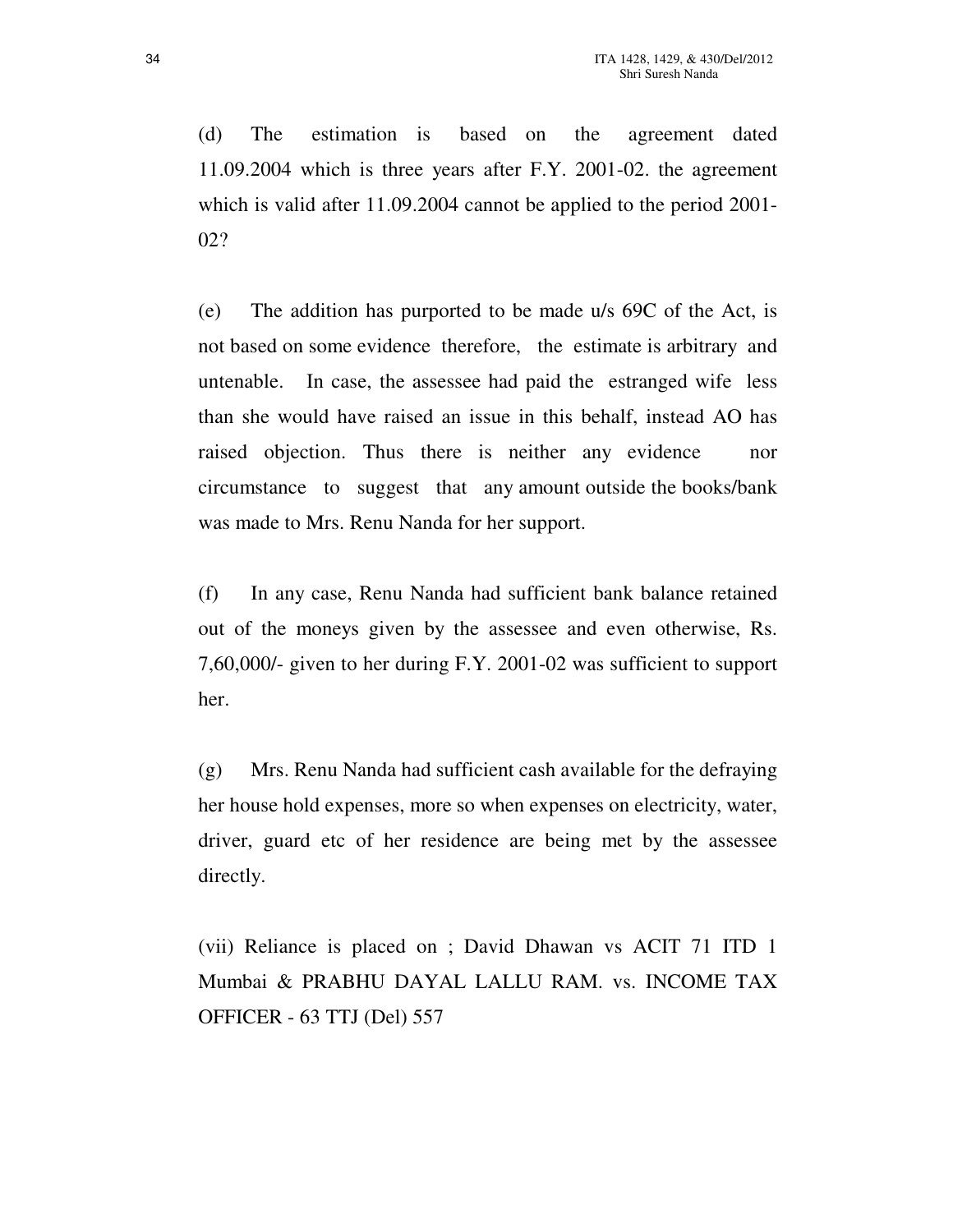(d) The estimation is based on the agreement dated 11.09.2004 which is three years after F.Y. 2001-02. the agreement which is valid after 11.09.2004 cannot be applied to the period 2001-02?

(e) The addition has purported to be made u/s 69C of the Act, is not based on some evidence therefore, the estimate is arbitrary and untenable. In case, the assessee had paid the estranged wife less than she would have raised an issue in this behalf, instead AO has raised objection. Thus there is neither any evidence nor circumstance to suggest that any amount outside the books/bank was made to Mrs. Renu Nanda for her support.

(f) In any case, Renu Nanda had sufficient bank balance retained out of the moneys given by the assessee and even otherwise, Rs. 7,60,000/- given to her during F.Y. 2001-02 was sufficient to support her.

(g) Mrs. Renu Nanda had sufficient cash available for the defraying her house hold expenses, more so when expenses on electricity, water, driver, guard etc of her residence are being met by the assessee directly.

(vii) Reliance is placed on ; David Dhawan vs ACIT 71 ITD 1 Mumbai & PRABHU DAYAL LALLU RAM. vs. INCOME TAX OFFICER - 63 TTJ (Del) 557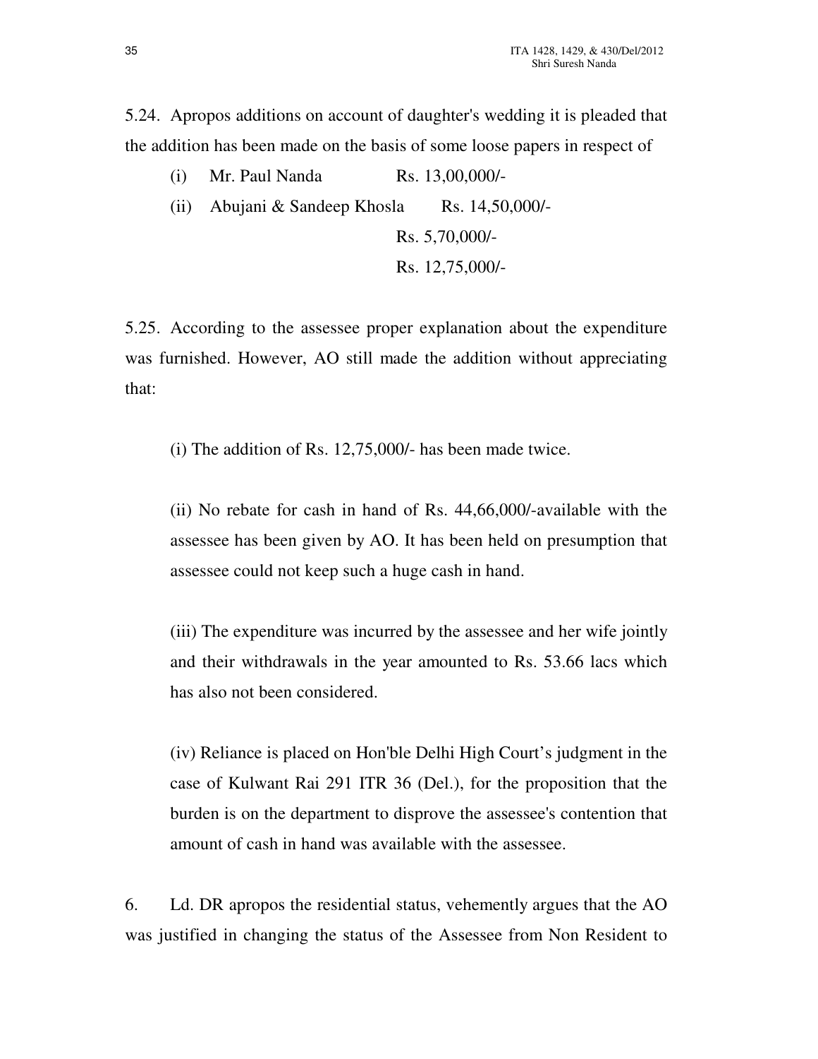5.24. Apropos additions on account of daughter's wedding it is pleaded that the addition has been made on the basis of some loose papers in respect of

(i) Mr. Paul Nanda Rs. 13,00,000/-

(ii) Abujani & Sandeep Khosla Rs. 14,50,000/-

Rs. 5,70,000/-

Rs. 12,75,000/-

5.25. According to the assessee proper explanation about the expenditure was furnished. However, AO still made the addition without appreciating that:

(i) The addition of Rs. 12,75,000/- has been made twice.

(ii) No rebate for cash in hand of Rs. 44,66,000/-available with the assessee has been given by AO. It has been held on presumption that assessee could not keep such a huge cash in hand.

(iii) The expenditure was incurred by the assessee and her wife jointly and their withdrawals in the year amounted to Rs. 53.66 lacs which has also not been considered.

(iv) Reliance is placed on Hon'ble Delhi High Court's judgment in the case of Kulwant Rai 291 ITR 36 (Del.), for the proposition that the burden is on the department to disprove the assessee's contention that amount of cash in hand was available with the assessee.

6. Ld. DR apropos the residential status, vehemently argues that the AO was justified in changing the status of the Assessee from Non Resident to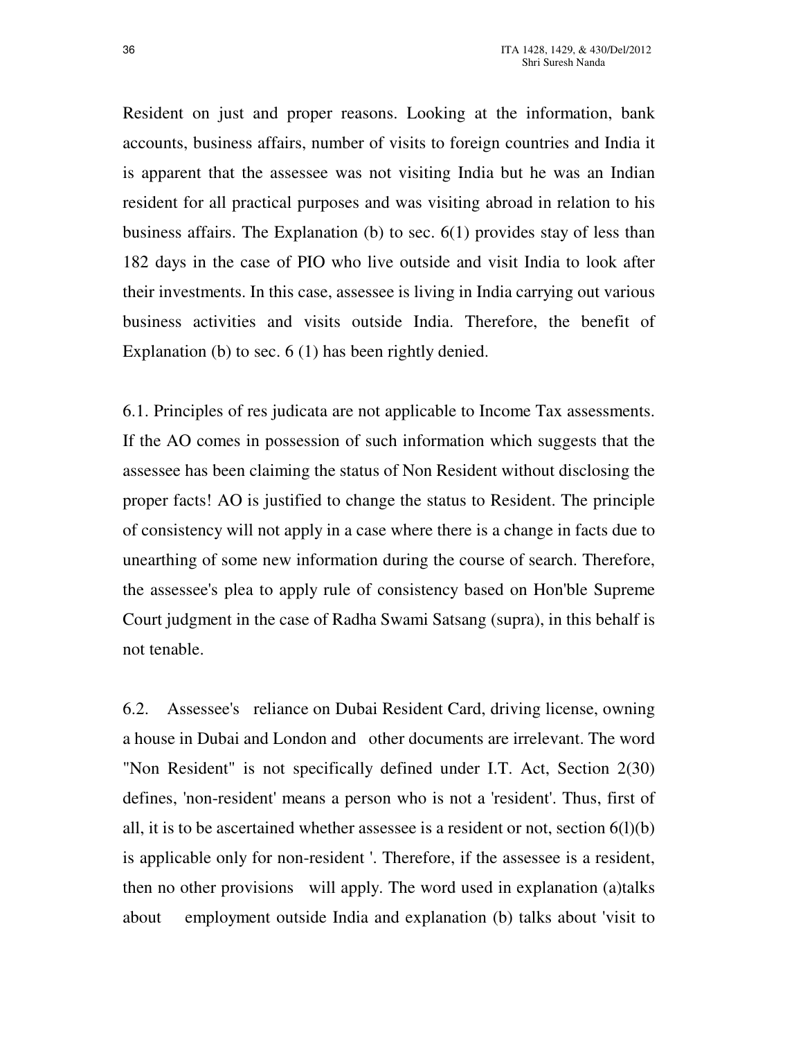Resident on just and proper reasons. Looking at the information, bank accounts, business affairs, number of visits to foreign countries and India it is apparent that the assessee was not visiting India but he was an Indian resident for all practical purposes and was visiting abroad in relation to his business affairs. The Explanation (b) to sec. 6(1) provides stay of less than 182 days in the case of PIO who live outside and visit India to look after their investments. In this case, assessee is living in India carrying out various business activities and visits outside India. Therefore, the benefit of Explanation (b) to sec. 6 (1) has been rightly denied.

6.1. Principles of res judicata are not applicable to Income Tax assessments. If the AO comes in possession of such information which suggests that the assessee has been claiming the status of Non Resident without disclosing the proper facts! AO is justified to change the status to Resident. The principle of consistency will not apply in a case where there is a change in facts due to unearthing of some new information during the course of search. Therefore, the assessee's plea to apply rule of consistency based on Hon'ble Supreme Court judgment in the case of Radha Swami Satsang (supra), in this behalf is not tenable.

6.2. Assessee's reliance on Dubai Resident Card, driving license, owning a house in Dubai and London and other documents are irrelevant. The word "Non Resident" is not specifically defined under I.T. Act, Section 2(30) defines, 'non-resident' means a person who is not a 'resident'. Thus, first of all, it is to be ascertained whether assessee is a resident or not, section 6(l)(b) is applicable only for non-resident '. Therefore, if the assessee is a resident, then no other provisions will apply. The word used in explanation (a)talks about employment outside India and explanation (b) talks about 'visit to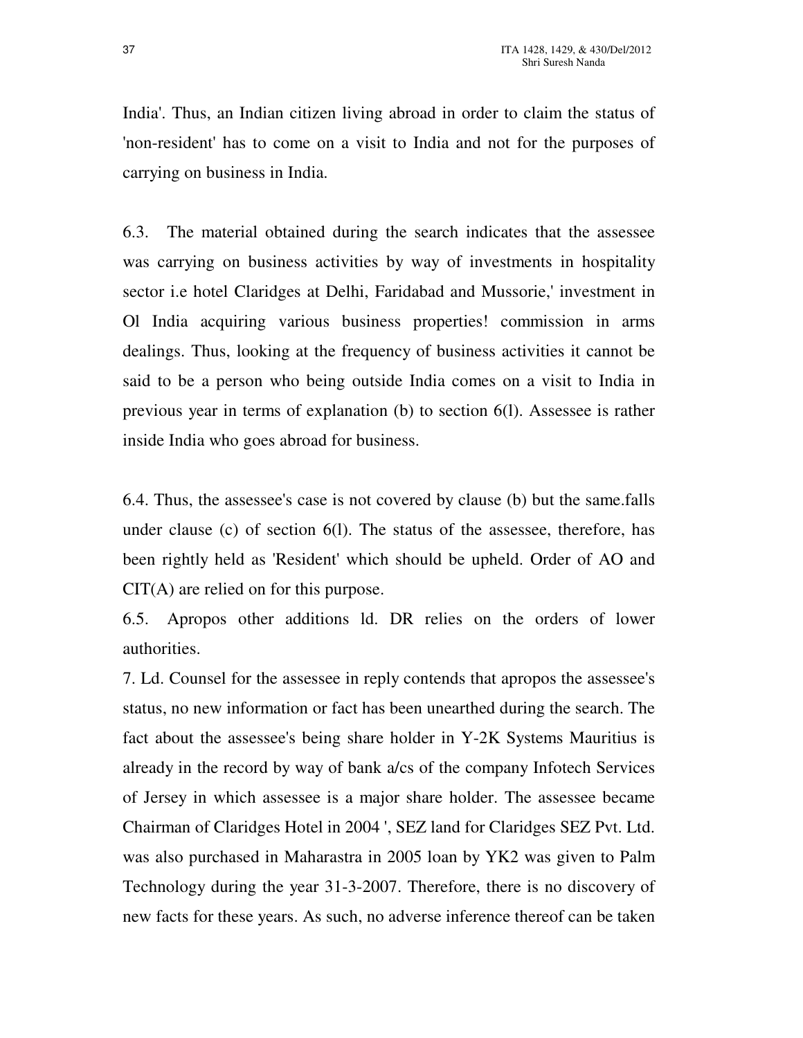India'. Thus, an Indian citizen living abroad in order to claim the status of 'non-resident' has to come on a visit to India and not for the purposes of carrying on business in India.

6.3. The material obtained during the search indicates that the assessee was carrying on business activities by way of investments in hospitality sector i.e hotel Claridges at Delhi, Faridabad and Mussorie,' investment in Ol India acquiring various business properties! commission in arms dealings. Thus, looking at the frequency of business activities it cannot be said to be a person who being outside India comes on a visit to India in previous year in terms of explanation (b) to section 6(l). Assessee is rather inside India who goes abroad for business.

6.4. Thus, the assessee's case is not covered by clause (b) but the same.falls under clause (c) of section 6(l). The status of the assessee, therefore, has been rightly held as 'Resident' which should be upheld. Order of AO and CIT(A) are relied on for this purpose.

6.5. Apropos other additions ld. DR relies on the orders of lower authorities.

7. Ld. Counsel for the assessee in reply contends that apropos the assessee's status, no new information or fact has been unearthed during the search. The fact about the assessee's being share holder in Y-2K Systems Mauritius is already in the record by way of bank a/cs of the company Infotech Services of Jersey in which assessee is a major share holder. The assessee became Chairman of Claridges Hotel in 2004 ', SEZ land for Claridges SEZ Pvt. Ltd. was also purchased in Maharastra in 2005 loan by YK2 was given to Palm Technology during the year 31-3-2007. Therefore, there is no discovery of new facts for these years. As such, no adverse inference thereof can be taken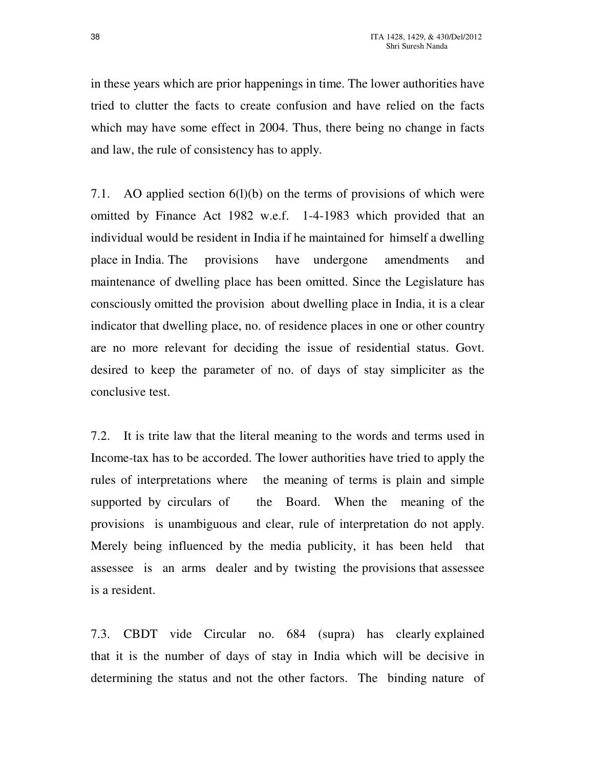in these years which are prior happenings in time. The lower authorities have tried to clutter the facts to create confusion and have relied on the facts which may have some effect in 2004. Thus, there being no change in facts and law, the rule of consistency has to apply.

7.1. AO applied section 6(l)(b) on the terms of provisions of which were omitted by Finance Act 1982 w.e.f. 1-4-1983 which provided that an individual would be resident in India if he maintained for himself a dwelling place in India. The provisions have undergone amendments and maintenance of dwelling place has been omitted. Since the Legislature has consciously omitted the provision about dwelling place in India, it is a clear indicator that dwelling place, no. of residence places in one or other country are no more relevant for deciding the issue of residential status. Govt. desired to keep the parameter of no. of days of stay simpliciter as the conclusive test.

7.2. It is trite law that the literal meaning to the words and terms used in Income-tax has to be accorded. The lower authorities have tried to apply the rules of interpretations where the meaning of terms is plain and simple supported by circulars of the Board. When the meaning of the provisions is unambiguous and clear, rule of interpretation do not apply. Merely being influenced by the media publicity, it has been held that assessee is an arms dealer and by twisting the provisions that assessee is a resident.

7.3. CBDT vide Circular no. 684 (supra) has clearly explained that it is the number of days of stay in India which will be decisive in determining the status and not the other factors. The binding nature of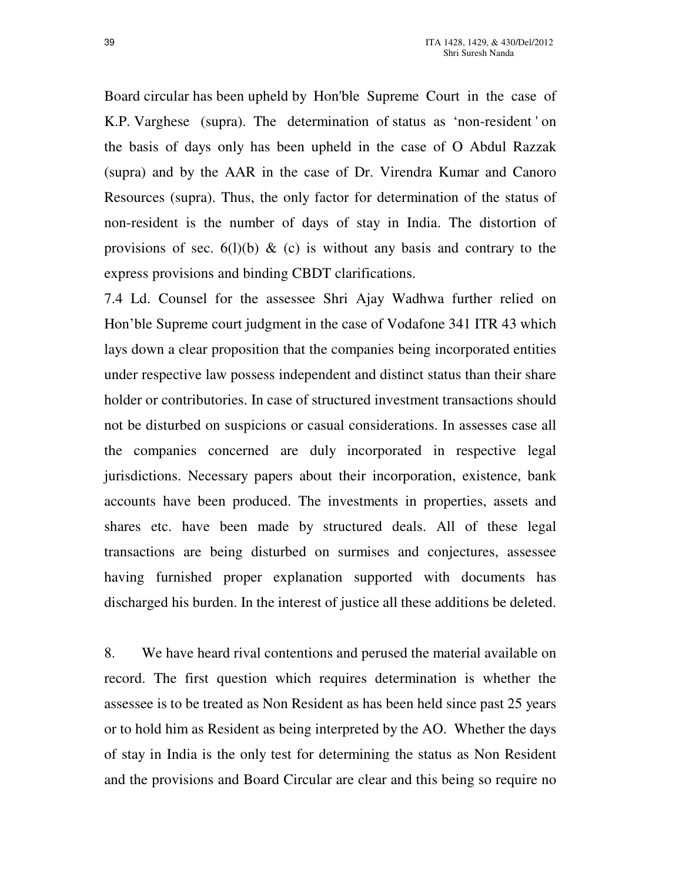Board circular has been upheld by Hon'ble Supreme Court in the case of K.P. Varghese (supra). The determination of status as 'non-resident ' on the basis of days only has been upheld in the case of O Abdul Razzak (supra) and by the AAR in the case of Dr. Virendra Kumar and Canoro Resources (supra). Thus, the only factor for determination of the status of non-resident is the number of days of stay in India. The distortion of provisions of sec. 6(l)(b) & (c) is without any basis and contrary to the express provisions and binding CBDT clarifications.

7.4 Ld. Counsel for the assessee Shri Ajay Wadhwa further relied on Hon'ble Supreme court judgment in the case of Vodafone 341 ITR 43 which lays down a clear proposition that the companies being incorporated entities under respective law possess independent and distinct status than their share holder or contributories. In case of structured investment transactions should not be disturbed on suspicions or casual considerations. In assesses case all the companies concerned are duly incorporated in respective legal jurisdictions. Necessary papers about their incorporation, existence, bank accounts have been produced. The investments in properties, assets and shares etc. have been made by structured deals. All of these legal transactions are being disturbed on surmises and conjectures, assessee having furnished proper explanation supported with documents has discharged his burden. In the interest of justice all these additions be deleted.

8. We have heard rival contentions and perused the material available on record. The first question which requires determination is whether the assessee is to be treated as Non Resident as has been held since past 25 years or to hold him as Resident as being interpreted by the AO. Whether the days of stay in India is the only test for determining the status as Non Resident and the provisions and Board Circular are clear and this being so require no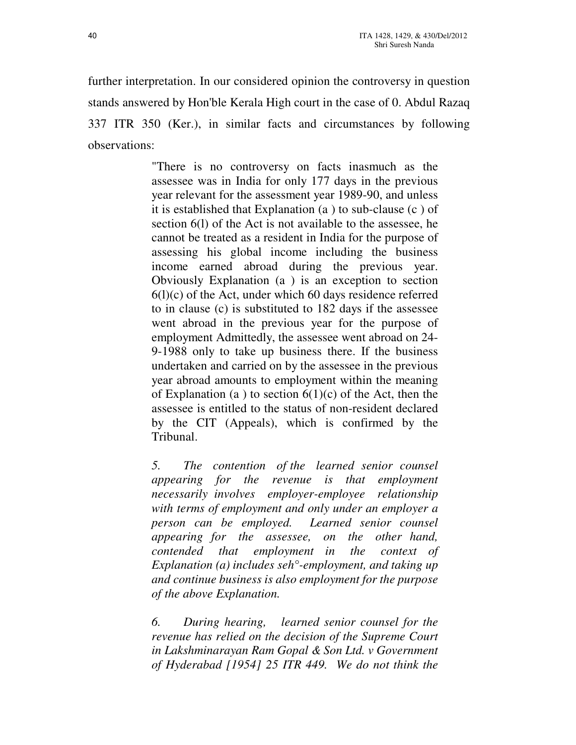further interpretation. In our considered opinion the controversy in question stands answered by Hon'ble Kerala High court in the case of 0. Abdul Razaq 337 ITR 350 (Ker.), in similar facts and circumstances by following observations:

> "There is no controversy on facts inasmuch as the assessee was in India for only 177 days in the previous year relevant for the assessment year 1989-90, and unless it is established that Explanation (a ) to sub-clause (c ) of section 6(l) of the Act is not available to the assessee, he cannot be treated as a resident in India for the purpose of assessing his global income including the business income earned abroad during the previous year. Obviously Explanation (a ) is an exception to section 6(l)(c) of the Act, under which 60 days residence referred to in clause (c) is substituted to 182 days if the assessee went abroad in the previous year for the purpose of employment Admittedly, the assessee went abroad on 24-9-1988 only to take up business there. If the business undertaken and carried on by the assessee in the previous year abroad amounts to employment within the meaning of Explanation (a ) to section 6(1)(c) of the Act, then the assessee is entitled to the status of non-resident declared by the CIT (Appeals), which is confirmed by the Tribunal.
>
> *5. The contention of the learned senior counsel appearing for the revenue is that employment necessarily involves employer-employee relationship with terms of employment and only under an employer a person can be employed. Learned senior counsel appearing for the assessee, on the other hand, contended that employment in the context of Explanation (a) includes seh°-employment, and taking up and continue business is also employment for the purpose of the above Explanation.*
>
> *6. During hearing, learned senior counsel for the revenue has relied on the decision of the Supreme Court in Lakshminarayan Ram Gopal & Son Ltd. v Government of Hyderabad [1954] 25 ITR 449. We do not think the*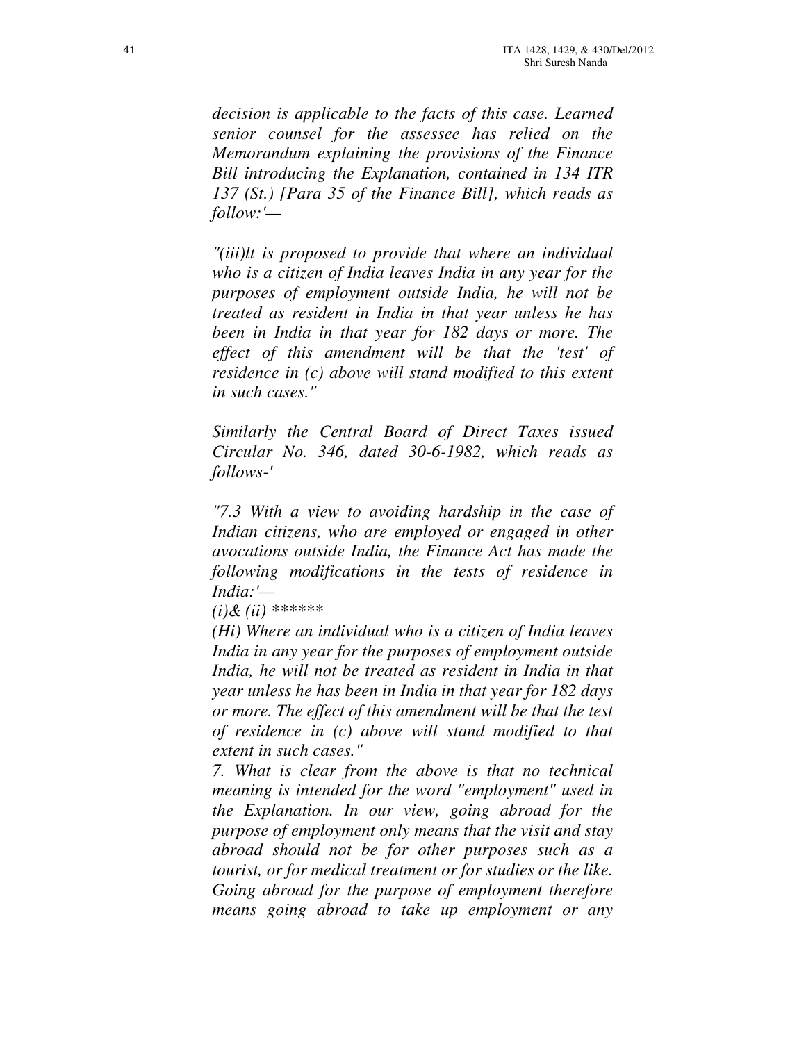*decision is applicable to the facts of this case. Learned senior counsel for the assessee has relied on the Memorandum explaining the provisions of the Finance Bill introducing the Explanation, contained in 134 ITR 137 (St.) [Para 35 of the Finance Bill], which reads as follow:'—*

*"(iii)lt is proposed to provide that where an individual who is a citizen of India leaves India in any year for the purposes of employment outside India, he will not be treated as resident in India in that year unless he has been in India in that year for 182 days or more. The effect of this amendment will be that the 'test' of residence in (c) above will stand modified to this extent in such cases."*

*Similarly the Central Board of Direct Taxes issued Circular No. 346, dated 30-6-1982, which reads as follows-'*

*"7.3 With a view to avoiding hardship in the case of Indian citizens, who are employed or engaged in other avocations outside India, the Finance Act has made the following modifications in the tests of residence in India:'—*

*(i)& (ii) ******

*(Hi) Where an individual who is a citizen of India leaves India in any year for the purposes of employment outside India, he will not be treated as resident in India in that year unless he has been in India in that year for 182 days or more. The effect of this amendment will be that the test of residence in (c) above will stand modified to that extent in such cases."*

*7. What is clear from the above is that no technical meaning is intended for the word "employment" used in the Explanation. In our view, going abroad for the purpose of employment only means that the visit and stay abroad should not be for other purposes such as a tourist, or for medical treatment or for studies or the like. Going abroad for the purpose of employment therefore means going abroad to take up employment or any*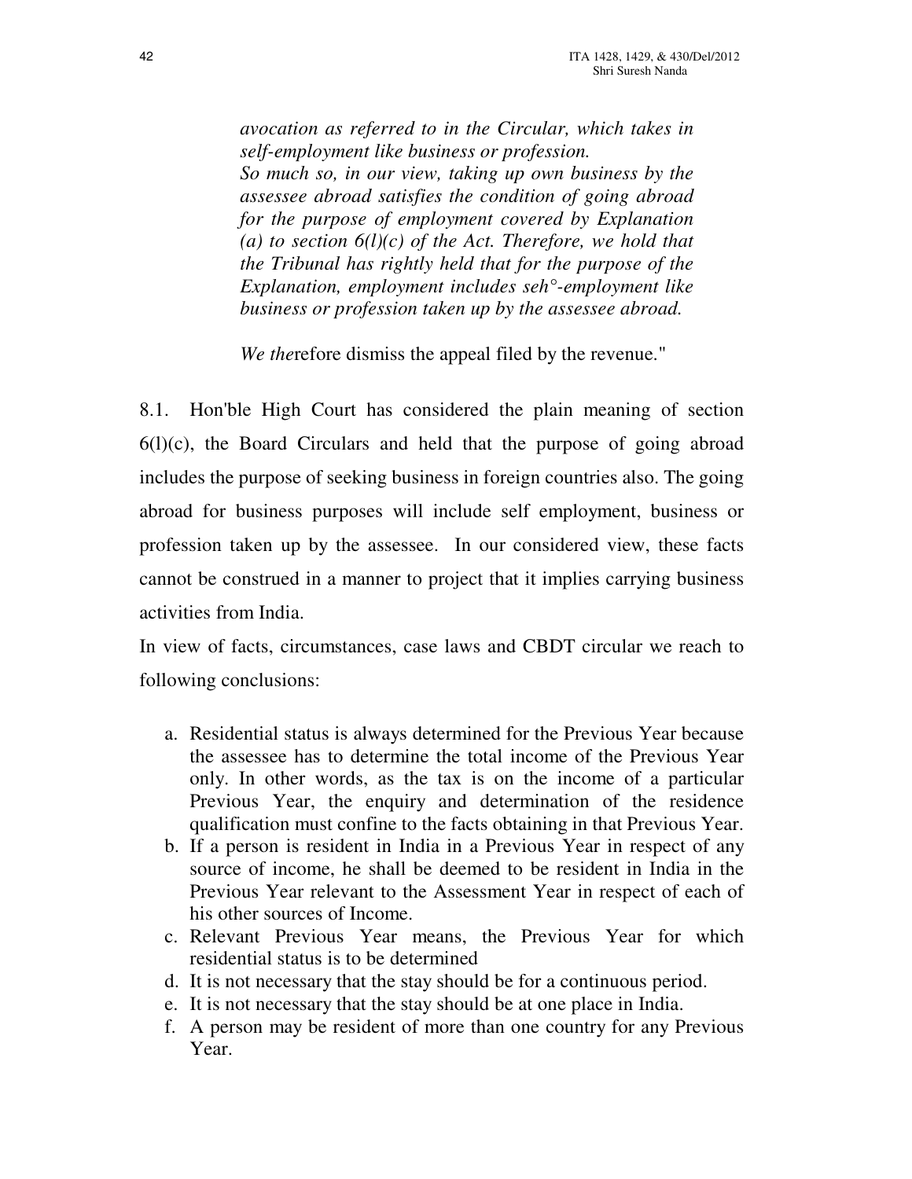*avocation as referred to in the Circular, which takes in self-employment like business or profession.*

*So much so, in our view, taking up own business by the assessee abroad satisfies the condition of going abroad for the purpose of employment covered by Explanation (a) to section 6(l)(c) of the Act. Therefore, we hold that the Tribunal has rightly held that for the purpose of the Explanation, employment includes seh°-employment like business or profession taken up by the assessee abroad.*

*We the*refore dismiss the appeal filed by the revenue."

8.1. Hon'ble High Court has considered the plain meaning of section 6(l)(c), the Board Circulars and held that the purpose of going abroad includes the purpose of seeking business in foreign countries also. The going abroad for business purposes will include self employment, business or profession taken up by the assessee. In our considered view, these facts cannot be construed in a manner to project that it implies carrying business activities from India.

In view of facts, circumstances, case laws and CBDT circular we reach to following conclusions:

a. Residential status is always determined for the Previous Year because the assessee has to determine the total income of the Previous Year only. In other words, as the tax is on the income of a particular Previous Year, the enquiry and determination of the residence qualification must confine to the facts obtaining in that Previous Year.
b. If a person is resident in India in a Previous Year in respect of any source of income, he shall be deemed to be resident in India in the Previous Year relevant to the Assessment Year in respect of each of his other sources of Income.
c. Relevant Previous Year means, the Previous Year for which residential status is to be determined
d. It is not necessary that the stay should be for a continuous period.
e. It is not necessary that the stay should be at one place in India.
f. A person may be resident of more than one country for any Previous Year.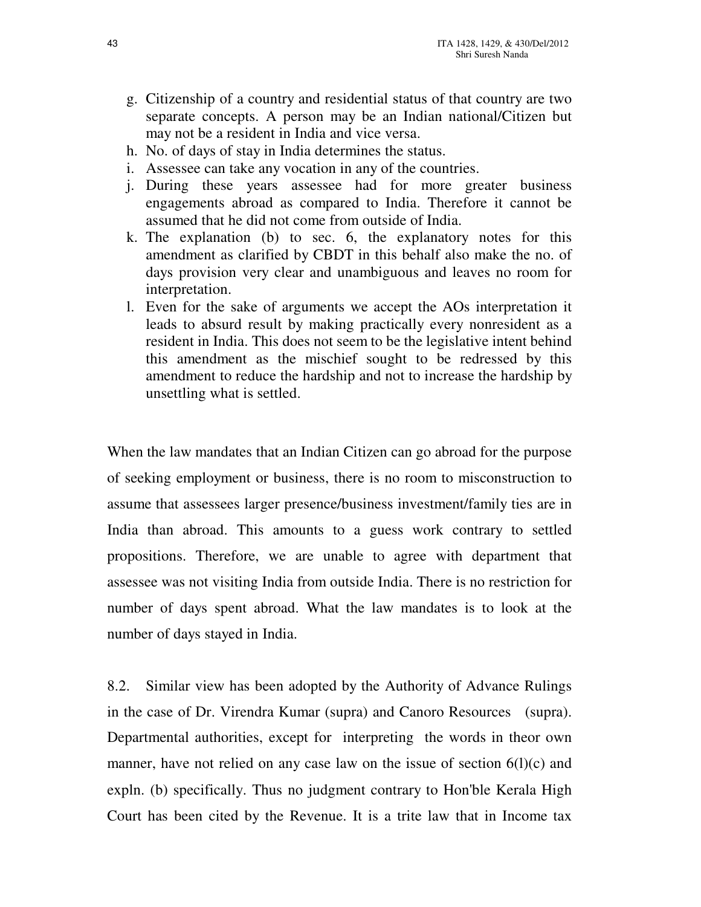g. Citizenship of a country and residential status of that country are two separate concepts. A person may be an Indian national/Citizen but may not be a resident in India and vice versa.
h. No. of days of stay in India determines the status.
i. Assessee can take any vocation in any of the countries.
j. During these years assessee had for more greater business engagements abroad as compared to India. Therefore it cannot be assumed that he did not come from outside of India.
k. The explanation (b) to sec. 6, the explanatory notes for this amendment as clarified by CBDT in this behalf also make the no. of days provision very clear and unambiguous and leaves no room for interpretation.
l. Even for the sake of arguments we accept the AOs interpretation it leads to absurd result by making practically every nonresident as a resident in India. This does not seem to be the legislative intent behind this amendment as the mischief sought to be redressed by this amendment to reduce the hardship and not to increase the hardship by unsettling what is settled.

When the law mandates that an Indian Citizen can go abroad for the purpose of seeking employment or business, there is no room to misconstruction to assume that assessees larger presence/business investment/family ties are in India than abroad. This amounts to a guess work contrary to settled propositions. Therefore, we are unable to agree with department that assessee was not visiting India from outside India. There is no restriction for number of days spent abroad. What the law mandates is to look at the number of days stayed in India.

8.2. Similar view has been adopted by the Authority of Advance Rulings in the case of Dr. Virendra Kumar (supra) and Canoro Resources (supra). Departmental authorities, except for interpreting the words in theor own manner, have not relied on any case law on the issue of section 6(l)(c) and expln. (b) specifically. Thus no judgment contrary to Hon'ble Kerala High Court has been cited by the Revenue. It is a trite law that in Income tax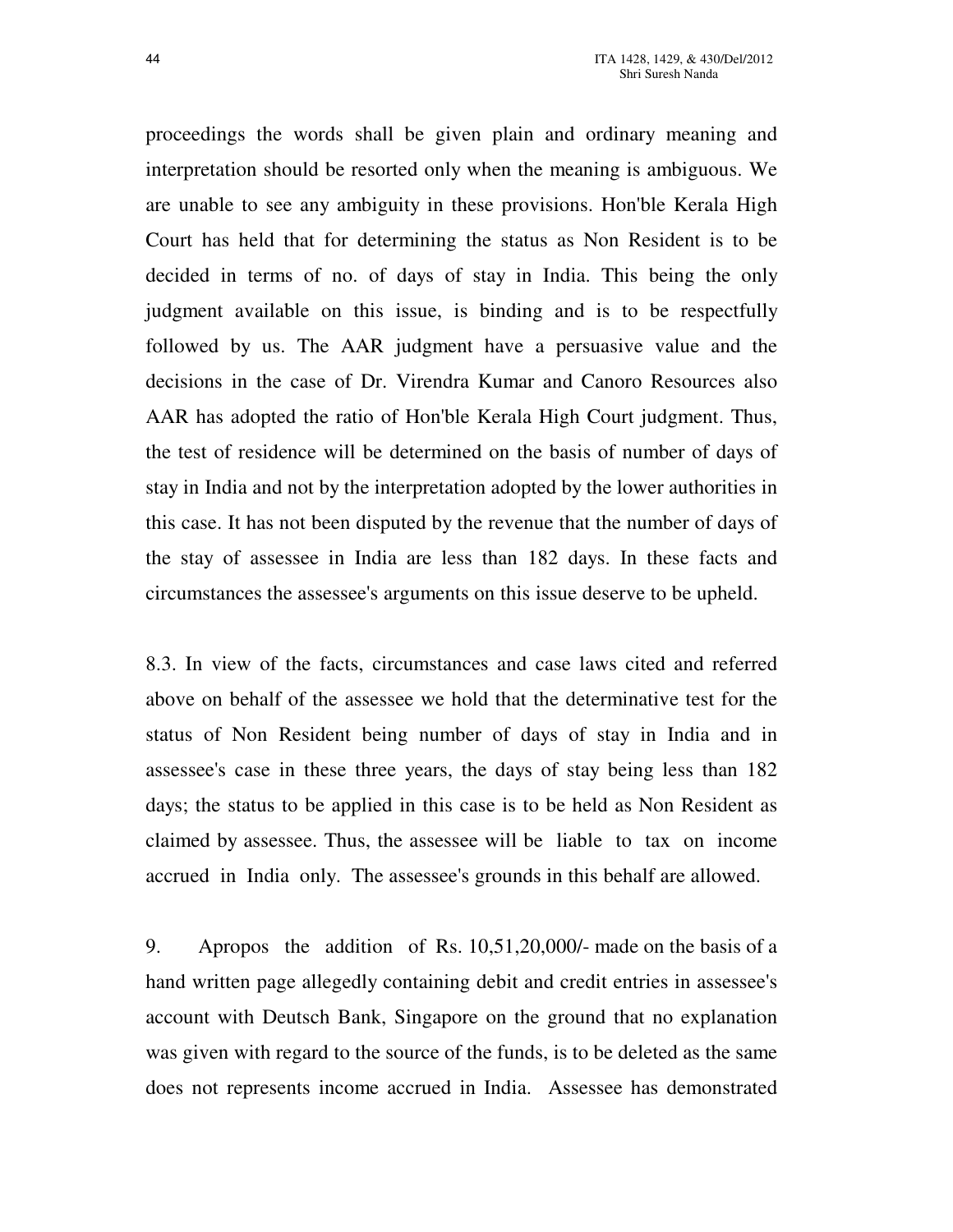proceedings the words shall be given plain and ordinary meaning and interpretation should be resorted only when the meaning is ambiguous. We are unable to see any ambiguity in these provisions. Hon'ble Kerala High Court has held that for determining the status as Non Resident is to be decided in terms of no. of days of stay in India. This being the only judgment available on this issue, is binding and is to be respectfully followed by us. The AAR judgment have a persuasive value and the decisions in the case of Dr. Virendra Kumar and Canoro Resources also AAR has adopted the ratio of Hon'ble Kerala High Court judgment. Thus, the test of residence will be determined on the basis of number of days of stay in India and not by the interpretation adopted by the lower authorities in this case. It has not been disputed by the revenue that the number of days of the stay of assessee in India are less than 182 days. In these facts and circumstances the assessee's arguments on this issue deserve to be upheld.

8.3. In view of the facts, circumstances and case laws cited and referred above on behalf of the assessee we hold that the determinative test for the status of Non Resident being number of days of stay in India and in assessee's case in these three years, the days of stay being less than 182 days; the status to be applied in this case is to be held as Non Resident as claimed by assessee. Thus, the assessee will be liable to tax on income accrued in India only. The assessee's grounds in this behalf are allowed.

9. Apropos the addition of Rs. 10,51,20,000/- made on the basis of a hand written page allegedly containing debit and credit entries in assessee's account with Deutsch Bank, Singapore on the ground that no explanation was given with regard to the source of the funds, is to be deleted as the same does not represents income accrued in India. Assessee has demonstrated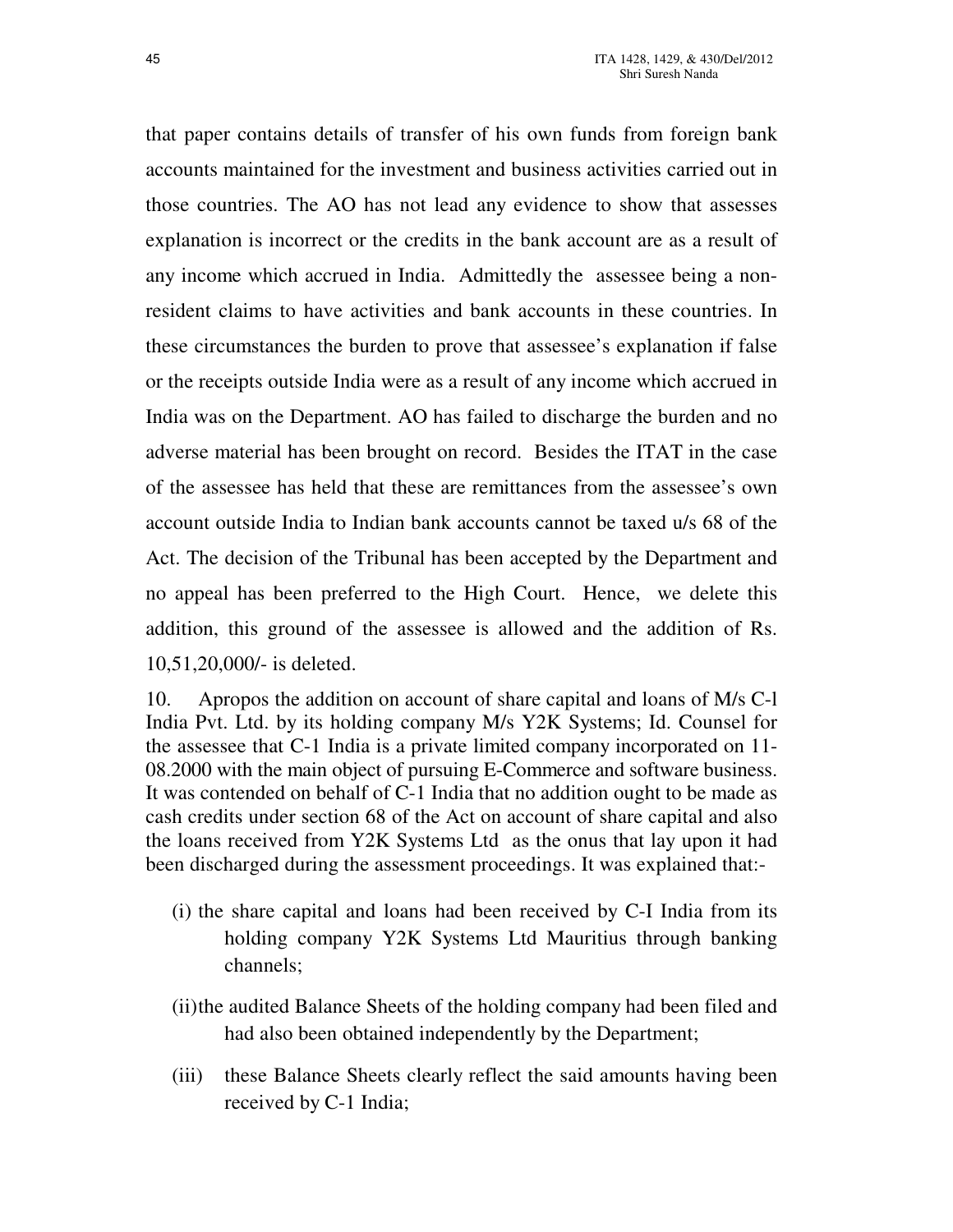that paper contains details of transfer of his own funds from foreign bank accounts maintained for the investment and business activities carried out in those countries. The AO has not lead any evidence to show that assesses explanation is incorrect or the credits in the bank account are as a result of any income which accrued in India. Admittedly the assessee being a non-resident claims to have activities and bank accounts in these countries. In these circumstances the burden to prove that assessee's explanation if false or the receipts outside India were as a result of any income which accrued in India was on the Department. AO has failed to discharge the burden and no adverse material has been brought on record. Besides the ITAT in the case of the assessee has held that these are remittances from the assessee's own account outside India to Indian bank accounts cannot be taxed u/s 68 of the Act. The decision of the Tribunal has been accepted by the Department and no appeal has been preferred to the High Court. Hence, we delete this addition, this ground of the assessee is allowed and the addition of Rs. 10,51,20,000/- is deleted.

10. Apropos the addition on account of share capital and loans of M/s C-l India Pvt. Ltd. by its holding company M/s Y2K Systems; Id. Counsel for the assessee that C-1 India is a private limited company incorporated on 11-08.2000 with the main object of pursuing E-Commerce and software business. It was contended on behalf of C-1 India that no addition ought to be made as cash credits under section 68 of the Act on account of share capital and also the loans received from Y2K Systems Ltd as the onus that lay upon it had been discharged during the assessment proceedings. It was explained that:-

(i) the share capital and loans had been received by C-I India from its holding company Y2K Systems Ltd Mauritius through banking channels;

(ii) the audited Balance Sheets of the holding company had been filed and had also been obtained independently by the Department;

(iii) these Balance Sheets clearly reflect the said amounts having been received by C-1 India;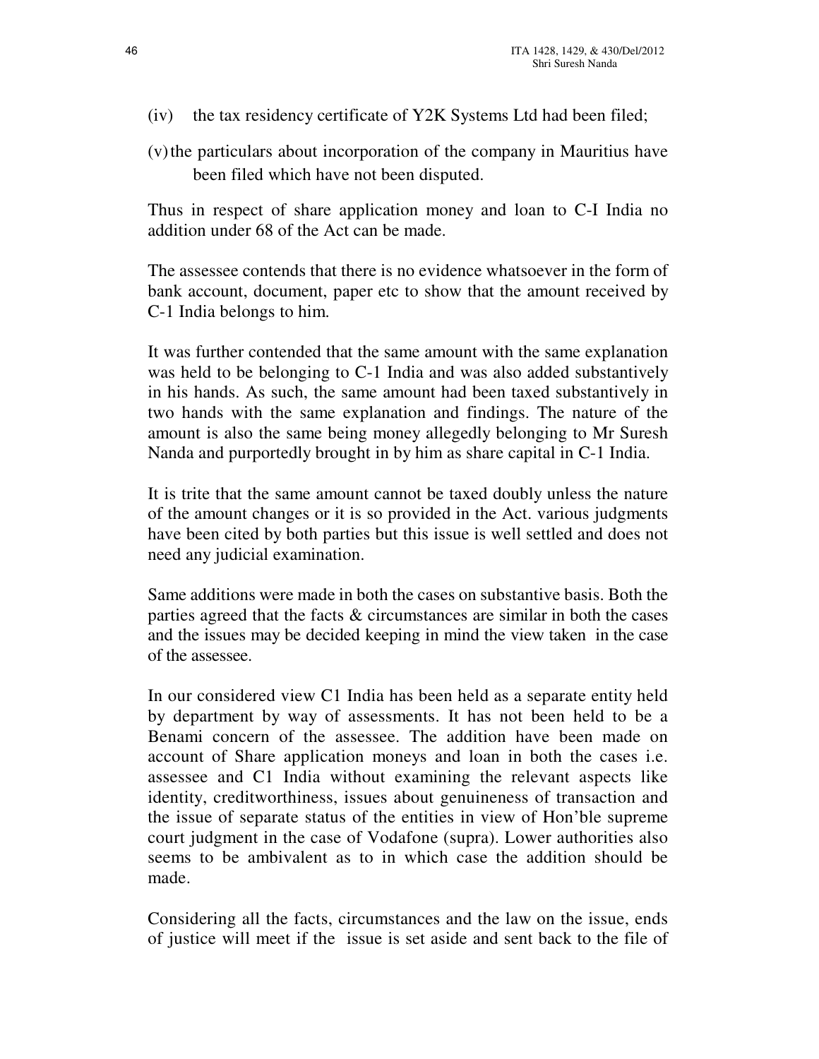(iv) the tax residency certificate of Y2K Systems Ltd had been filed;

(v) the particulars about incorporation of the company in Mauritius have been filed which have not been disputed.

Thus in respect of share application money and loan to C-I India no addition under 68 of the Act can be made.

The assessee contends that there is no evidence whatsoever in the form of bank account, document, paper etc to show that the amount received by C-1 India belongs to him.

It was further contended that the same amount with the same explanation was held to be belonging to C-1 India and was also added substantively in his hands. As such, the same amount had been taxed substantively in two hands with the same explanation and findings. The nature of the amount is also the same being money allegedly belonging to Mr Suresh Nanda and purportedly brought in by him as share capital in C-1 India.

It is trite that the same amount cannot be taxed doubly unless the nature of the amount changes or it is so provided in the Act. various judgments have been cited by both parties but this issue is well settled and does not need any judicial examination.

Same additions were made in both the cases on substantive basis. Both the parties agreed that the facts & circumstances are similar in both the cases and the issues may be decided keeping in mind the view taken in the case of the assessee.

In our considered view C1 India has been held as a separate entity held by department by way of assessments. It has not been held to be a Benami concern of the assessee. The addition have been made on account of Share application moneys and loan in both the cases i.e. assessee and C1 India without examining the relevant aspects like identity, creditworthiness, issues about genuineness of transaction and the issue of separate status of the entities in view of Hon'ble supreme court judgment in the case of Vodafone (supra). Lower authorities also seems to be ambivalent as to in which case the addition should be made.

Considering all the facts, circumstances and the law on the issue, ends of justice will meet if the issue is set aside and sent back to the file of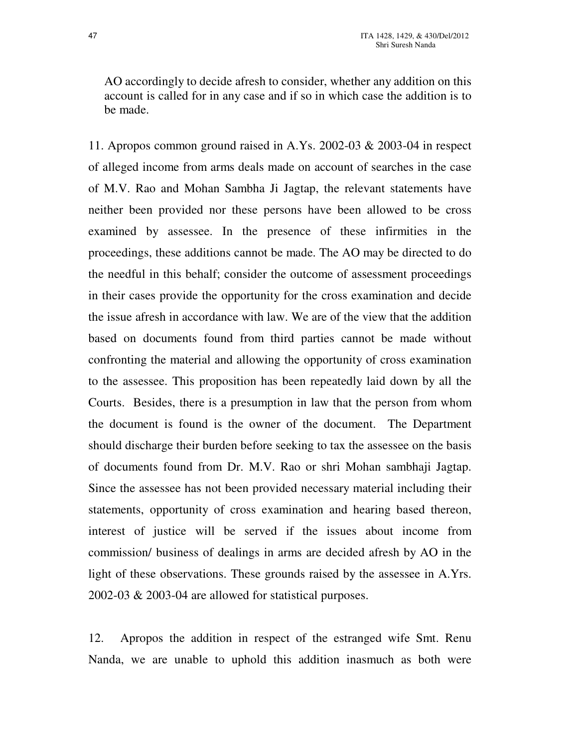AO accordingly to decide afresh to consider, whether any addition on this account is called for in any case and if so in which case the addition is to be made.

11. Apropos common ground raised in A.Ys. 2002-03 & 2003-04 in respect of alleged income from arms deals made on account of searches in the case of M.V. Rao and Mohan Sambha Ji Jagtap, the relevant statements have neither been provided nor these persons have been allowed to be cross examined by assessee. In the presence of these infirmities in the proceedings, these additions cannot be made. The AO may be directed to do the needful in this behalf; consider the outcome of assessment proceedings in their cases provide the opportunity for the cross examination and decide the issue afresh in accordance with law. We are of the view that the addition based on documents found from third parties cannot be made without confronting the material and allowing the opportunity of cross examination to the assessee. This proposition has been repeatedly laid down by all the Courts. Besides, there is a presumption in law that the person from whom the document is found is the owner of the document. The Department should discharge their burden before seeking to tax the assessee on the basis of documents found from Dr. M.V. Rao or shri Mohan sambhaji Jagtap. Since the assessee has not been provided necessary material including their statements, opportunity of cross examination and hearing based thereon, interest of justice will be served if the issues about income from commission/ business of dealings in arms are decided afresh by AO in the light of these observations. These grounds raised by the assessee in A.Yrs. 2002-03 & 2003-04 are allowed for statistical purposes.

12. Apropos the addition in respect of the estranged wife Smt. Renu Nanda, we are unable to uphold this addition inasmuch as both were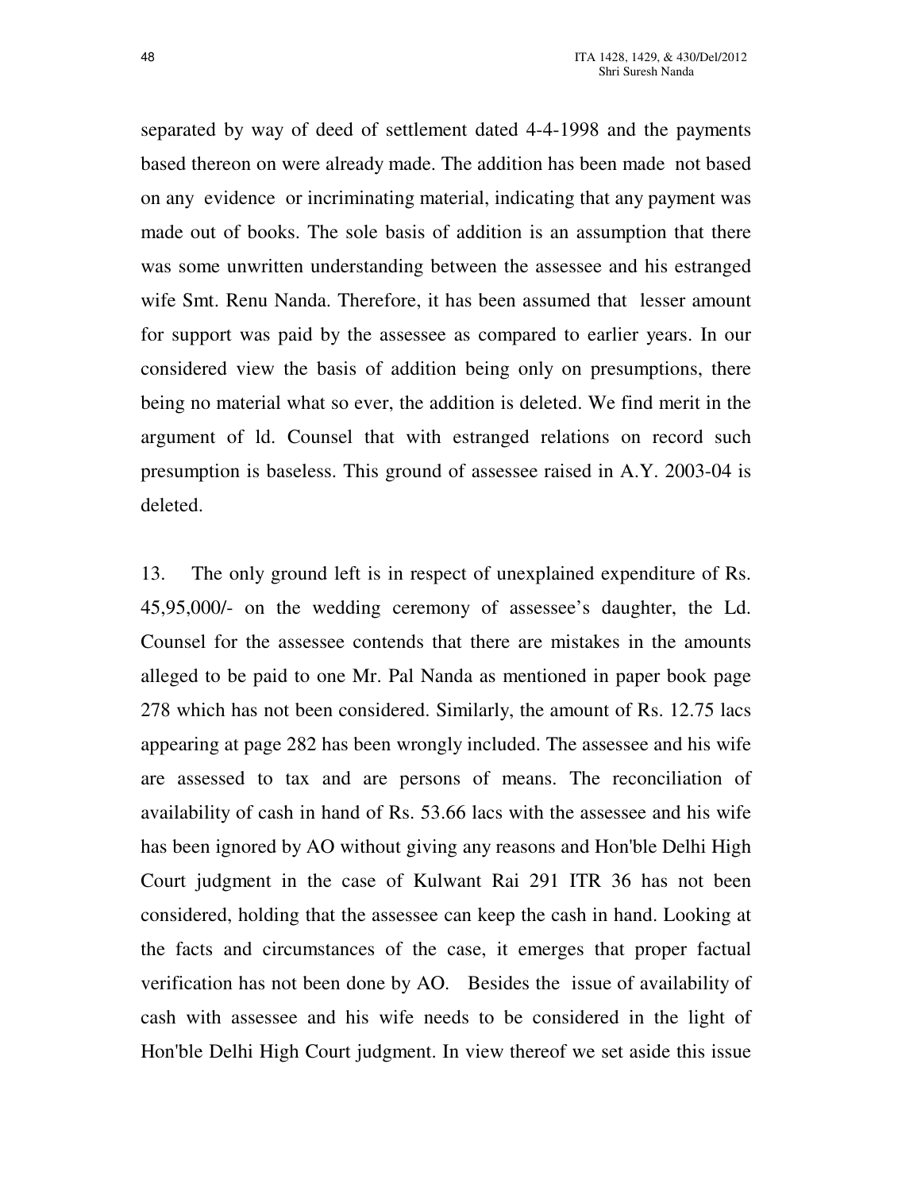separated by way of deed of settlement dated 4-4-1998 and the payments based thereon on were already made. The addition has been made not based on any evidence or incriminating material, indicating that any payment was made out of books. The sole basis of addition is an assumption that there was some unwritten understanding between the assessee and his estranged wife Smt. Renu Nanda. Therefore, it has been assumed that lesser amount for support was paid by the assessee as compared to earlier years. In our considered view the basis of addition being only on presumptions, there being no material what so ever, the addition is deleted. We find merit in the argument of ld. Counsel that with estranged relations on record such presumption is baseless. This ground of assessee raised in A.Y. 2003-04 is deleted.

13. The only ground left is in respect of unexplained expenditure of Rs. 45,95,000/- on the wedding ceremony of assessee's daughter, the Ld. Counsel for the assessee contends that there are mistakes in the amounts alleged to be paid to one Mr. Pal Nanda as mentioned in paper book page 278 which has not been considered. Similarly, the amount of Rs. 12.75 lacs appearing at page 282 has been wrongly included. The assessee and his wife are assessed to tax and are persons of means. The reconciliation of availability of cash in hand of Rs. 53.66 lacs with the assessee and his wife has been ignored by AO without giving any reasons and Hon'ble Delhi High Court judgment in the case of Kulwant Rai 291 ITR 36 has not been considered, holding that the assessee can keep the cash in hand. Looking at the facts and circumstances of the case, it emerges that proper factual verification has not been done by AO. Besides the issue of availability of cash with assessee and his wife needs to be considered in the light of Hon'ble Delhi High Court judgment. In view thereof we set aside this issue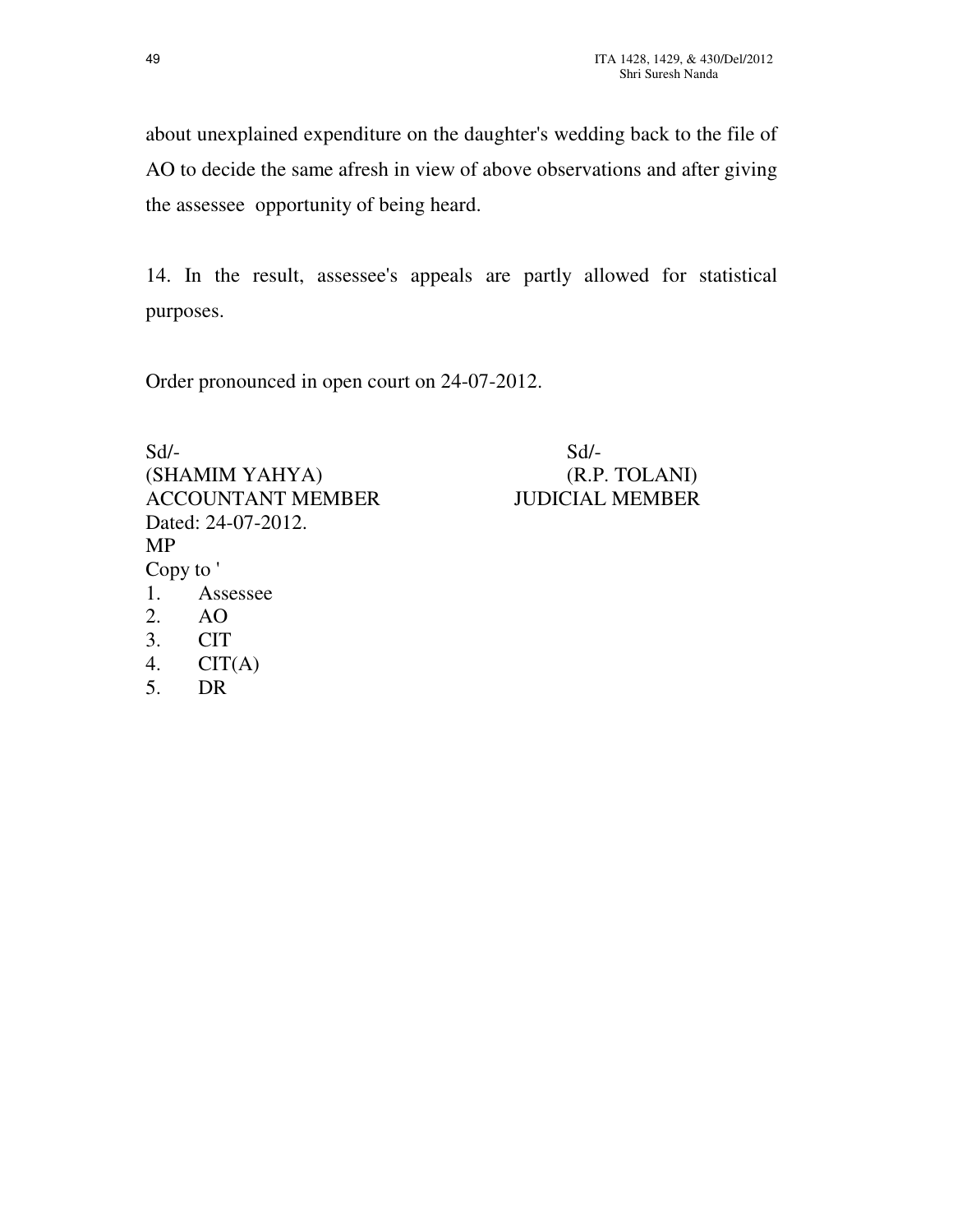about unexplained expenditure on the daughter's wedding back to the file of AO to decide the same afresh in view of above observations and after giving the assessee opportunity of being heard.

14. In the result, assessee's appeals are partly allowed for statistical purposes.

Order pronounced in open court on 24-07-2012.

| | |
|---|---|
| Sd/- | Sd/- |
| (SHAMIM YAHYA) | (R.P. TOLANI) |
| ACCOUNTANT MEMBER | JUDICIAL MEMBER |

Dated: 24-07-2012.

MP

Copy to '

1. Assessee
2. AO
3. CIT
4. CIT(A)
5. DR